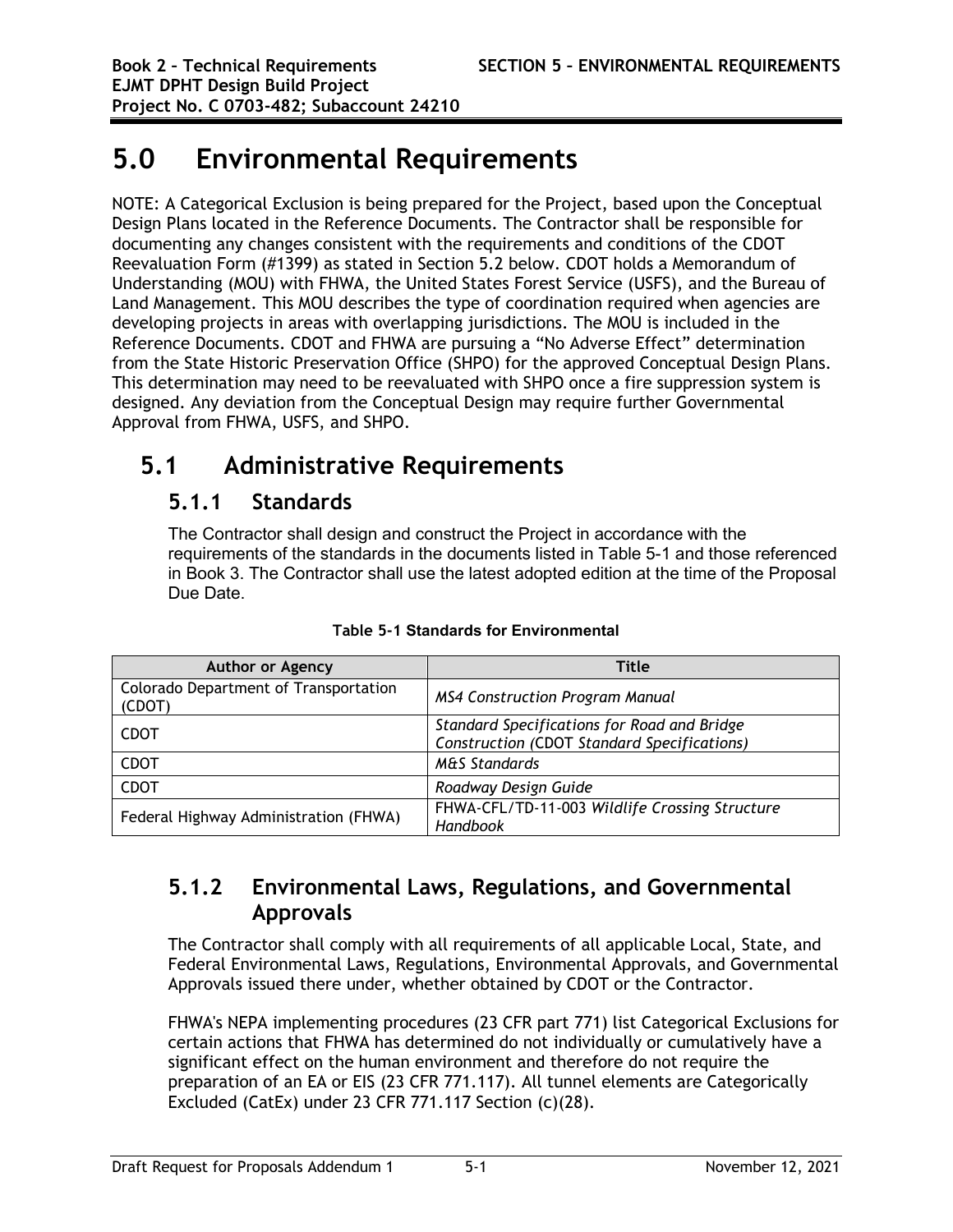# 5.0 Environmental Requirements

NOTE: A Categorical Exclusion is being prepared for the Project, based upon the Conceptual Design Plans located in the Reference Documents. The Contractor shall be responsible for documenting any changes consistent with the requirements and conditions of the CDOT Reevaluation Form (#1399) as stated in Section 5.2 below. CDOT holds a Memorandum of Understanding (MOU) with FHWA, the United States Forest Service (USFS), and the Bureau of Land Management. This MOU describes the type of coordination required when agencies are developing projects in areas with overlapping jurisdictions. The MOU is included in the Reference Documents. CDOT and FHWA are pursuing a "No Adverse Effect" determination from the State Historic Preservation Office (SHPO) for the approved Conceptual Design Plans. This determination may need to be reevaluated with SHPO once a fire suppression system is designed. Any deviation from the Conceptual Design may require further Governmental Approval from FHWA, USFS, and SHPO.

## 5.1 Administrative Requirements

### 5.1.1 Standards

The Contractor shall design and construct the Project in accordance with the requirements of the standards in the documents listed in Table 5-1 and those referenced in Book 3. The Contractor shall use the latest adopted edition at the time of the Proposal Due Date.

**Table 5-1 Standards for Environmental**

| Author or Agency | Title |
| --- | --- |
| Colorado Department of Transportation (CDOT) | *MS4 Construction Program Manual* |
| CDOT | *Standard Specifications for Road and Bridge Construction (CDOT Standard Specifications)* |
| CDOT | *M&S Standards* |
| CDOT | *Roadway Design Guide* |
| Federal Highway Administration (FHWA) | FHWA-CFL/TD-11-003 *Wildlife Crossing Structure Handbook* |

### 5.1.2 Environmental Laws, Regulations, and Governmental Approvals

The Contractor shall comply with all requirements of all applicable Local, State, and Federal Environmental Laws, Regulations, Environmental Approvals, and Governmental Approvals issued there under, whether obtained by CDOT or the Contractor.

FHWA's NEPA implementing procedures (23 CFR part 771) list Categorical Exclusions for certain actions that FHWA has determined do not individually or cumulatively have a significant effect on the human environment and therefore do not require the preparation of an EA or EIS (23 CFR 771.117). All tunnel elements are Categorically Excluded (CatEx) under 23 CFR 771.117 Section (c)(28).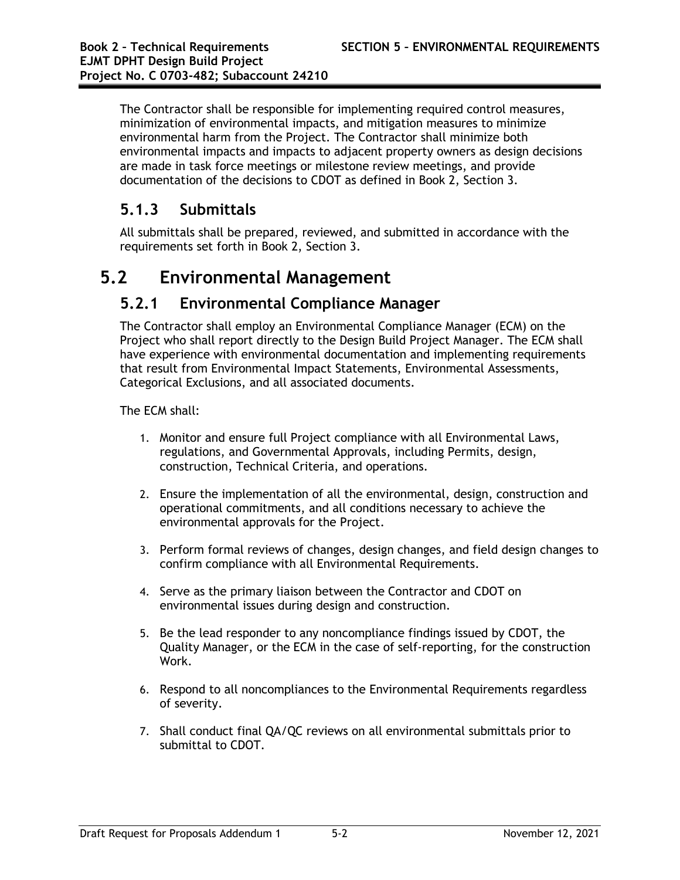The Contractor shall be responsible for implementing required control measures, minimization of environmental impacts, and mitigation measures to minimize environmental harm from the Project. The Contractor shall minimize both environmental impacts and impacts to adjacent property owners as design decisions are made in task force meetings or milestone review meetings, and provide documentation of the decisions to CDOT as defined in Book 2, Section 3.

### 5.1.3 Submittals

All submittals shall be prepared, reviewed, and submitted in accordance with the requirements set forth in Book 2, Section 3.

## 5.2 Environmental Management

### 5.2.1 Environmental Compliance Manager

The Contractor shall employ an Environmental Compliance Manager (ECM) on the Project who shall report directly to the Design Build Project Manager. The ECM shall have experience with environmental documentation and implementing requirements that result from Environmental Impact Statements, Environmental Assessments, Categorical Exclusions, and all associated documents.

The ECM shall:

1. Monitor and ensure full Project compliance with all Environmental Laws, regulations, and Governmental Approvals, including Permits, design, construction, Technical Criteria, and operations.

2. Ensure the implementation of all the environmental, design, construction and operational commitments, and all conditions necessary to achieve the environmental approvals for the Project.

3. Perform formal reviews of changes, design changes, and field design changes to confirm compliance with all Environmental Requirements.

4. Serve as the primary liaison between the Contractor and CDOT on environmental issues during design and construction.

5. Be the lead responder to any noncompliance findings issued by CDOT, the Quality Manager, or the ECM in the case of self-reporting, for the construction Work.

6. Respond to all noncompliances to the Environmental Requirements regardless of severity.

7. Shall conduct final QA/QC reviews on all environmental submittals prior to submittal to CDOT.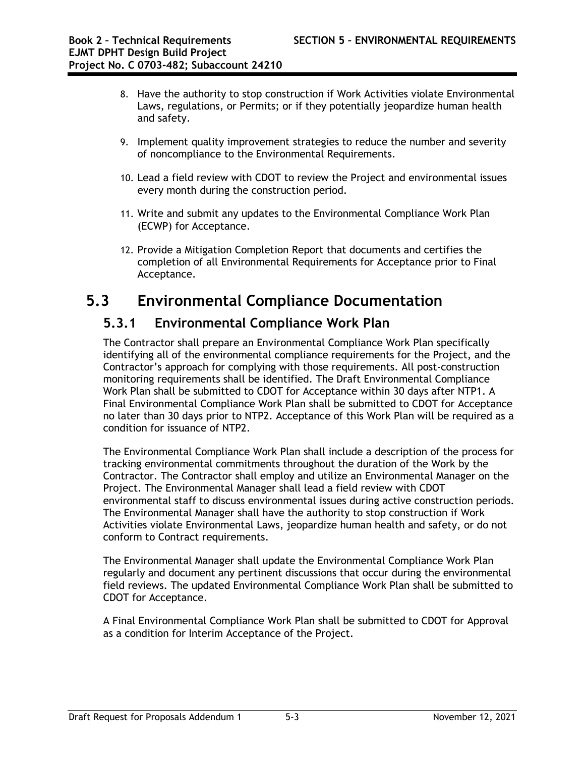8. Have the authority to stop construction if Work Activities violate Environmental Laws, regulations, or Permits; or if they potentially jeopardize human health and safety.

9. Implement quality improvement strategies to reduce the number and severity of noncompliance to the Environmental Requirements.

10. Lead a field review with CDOT to review the Project and environmental issues every month during the construction period.

11. Write and submit any updates to the Environmental Compliance Work Plan (ECWP) for Acceptance.

12. Provide a Mitigation Completion Report that documents and certifies the completion of all Environmental Requirements for Acceptance prior to Final Acceptance.

# 5.3 Environmental Compliance Documentation

## 5.3.1 Environmental Compliance Work Plan

The Contractor shall prepare an Environmental Compliance Work Plan specifically identifying all of the environmental compliance requirements for the Project, and the Contractor's approach for complying with those requirements. All post-construction monitoring requirements shall be identified. The Draft Environmental Compliance Work Plan shall be submitted to CDOT for Acceptance within 30 days after NTP1. A Final Environmental Compliance Work Plan shall be submitted to CDOT for Acceptance no later than 30 days prior to NTP2. Acceptance of this Work Plan will be required as a condition for issuance of NTP2.

The Environmental Compliance Work Plan shall include a description of the process for tracking environmental commitments throughout the duration of the Work by the Contractor. The Contractor shall employ and utilize an Environmental Manager on the Project. The Environmental Manager shall lead a field review with CDOT environmental staff to discuss environmental issues during active construction periods. The Environmental Manager shall have the authority to stop construction if Work Activities violate Environmental Laws, jeopardize human health and safety, or do not conform to Contract requirements.

The Environmental Manager shall update the Environmental Compliance Work Plan regularly and document any pertinent discussions that occur during the environmental field reviews. The updated Environmental Compliance Work Plan shall be submitted to CDOT for Acceptance.

A Final Environmental Compliance Work Plan shall be submitted to CDOT for Approval as a condition for Interim Acceptance of the Project.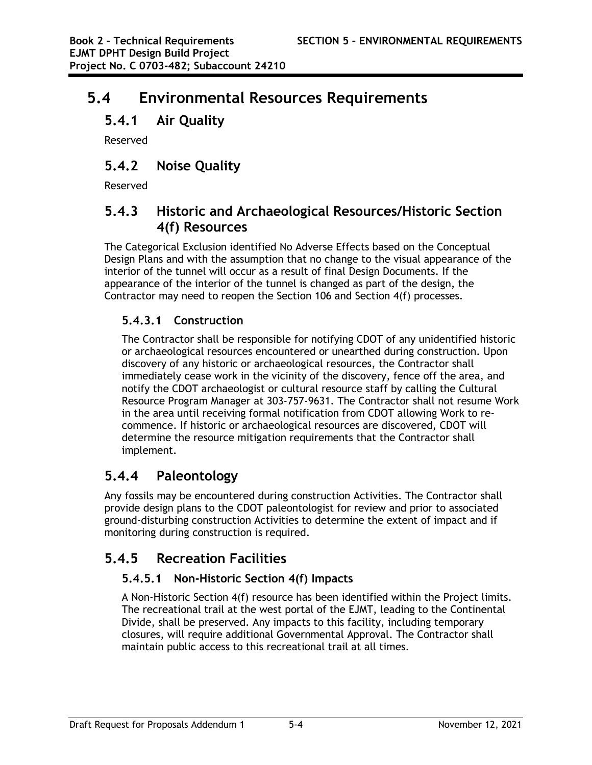# 5.4 Environmental Resources Requirements

## 5.4.1 Air Quality

Reserved

## 5.4.2 Noise Quality

Reserved

## 5.4.3 Historic and Archaeological Resources/Historic Section 4(f) Resources

The Categorical Exclusion identified No Adverse Effects based on the Conceptual Design Plans and with the assumption that no change to the visual appearance of the interior of the tunnel will occur as a result of final Design Documents. If the appearance of the interior of the tunnel is changed as part of the design, the Contractor may need to reopen the Section 106 and Section 4(f) processes.

### 5.4.3.1 Construction

The Contractor shall be responsible for notifying CDOT of any unidentified historic or archaeological resources encountered or unearthed during construction. Upon discovery of any historic or archaeological resources, the Contractor shall immediately cease work in the vicinity of the discovery, fence off the area, and notify the CDOT archaeologist or cultural resource staff by calling the Cultural Resource Program Manager at 303-757-9631. The Contractor shall not resume Work in the area until receiving formal notification from CDOT allowing Work to re-commence. If historic or archaeological resources are discovered, CDOT will determine the resource mitigation requirements that the Contractor shall implement.

## 5.4.4 Paleontology

Any fossils may be encountered during construction Activities. The Contractor shall provide design plans to the CDOT paleontologist for review and prior to associated ground-disturbing construction Activities to determine the extent of impact and if monitoring during construction is required.

## 5.4.5 Recreation Facilities

### 5.4.5.1 Non-Historic Section 4(f) Impacts

A Non-Historic Section 4(f) resource has been identified within the Project limits. The recreational trail at the west portal of the EJMT, leading to the Continental Divide, shall be preserved. Any impacts to this facility, including temporary closures, will require additional Governmental Approval. The Contractor shall maintain public access to this recreational trail at all times.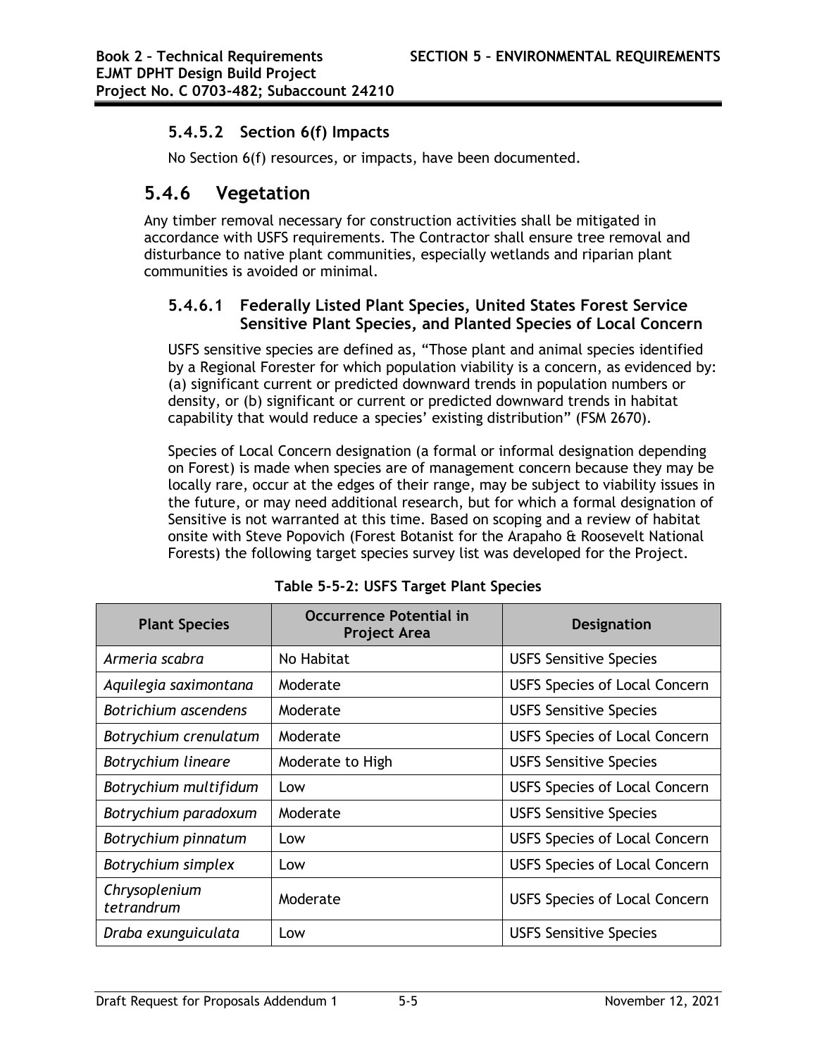#### 5.4.5.2 Section 6(f) Impacts

No Section 6(f) resources, or impacts, have been documented.

### 5.4.6 Vegetation

Any timber removal necessary for construction activities shall be mitigated in accordance with USFS requirements. The Contractor shall ensure tree removal and disturbance to native plant communities, especially wetlands and riparian plant communities is avoided or minimal.

#### 5.4.6.1 Federally Listed Plant Species, United States Forest Service Sensitive Plant Species, and Planted Species of Local Concern

USFS sensitive species are defined as, "Those plant and animal species identified by a Regional Forester for which population viability is a concern, as evidenced by: (a) significant current or predicted downward trends in population numbers or density, or (b) significant or current or predicted downward trends in habitat capability that would reduce a species' existing distribution" (FSM 2670).

Species of Local Concern designation (a formal or informal designation depending on Forest) is made when species are of management concern because they may be locally rare, occur at the edges of their range, may be subject to viability issues in the future, or may need additional research, but for which a formal designation of Sensitive is not warranted at this time. Based on scoping and a review of habitat onsite with Steve Popovich (Forest Botanist for the Arapaho & Roosevelt National Forests) the following target species survey list was developed for the Project.

**Table 5-5-2: USFS Target Plant Species**

| Plant Species | Occurrence Potential in Project Area | Designation |
|---|---|---|
| *Armeria scabra* | No Habitat | USFS Sensitive Species |
| *Aquilegia saximontana* | Moderate | USFS Species of Local Concern |
| *Botrichium ascendens* | Moderate | USFS Sensitive Species |
| *Botrychium crenulatum* | Moderate | USFS Species of Local Concern |
| *Botrychium lineare* | Moderate to High | USFS Sensitive Species |
| *Botrychium multifidum* | Low | USFS Species of Local Concern |
| *Botrychium paradoxum* | Moderate | USFS Sensitive Species |
| *Botrychium pinnatum* | Low | USFS Species of Local Concern |
| *Botrychium simplex* | Low | USFS Species of Local Concern |
| *Chrysoplenium tetrandrum* | Moderate | USFS Species of Local Concern |
| *Draba exunguiculata* | Low | USFS Sensitive Species |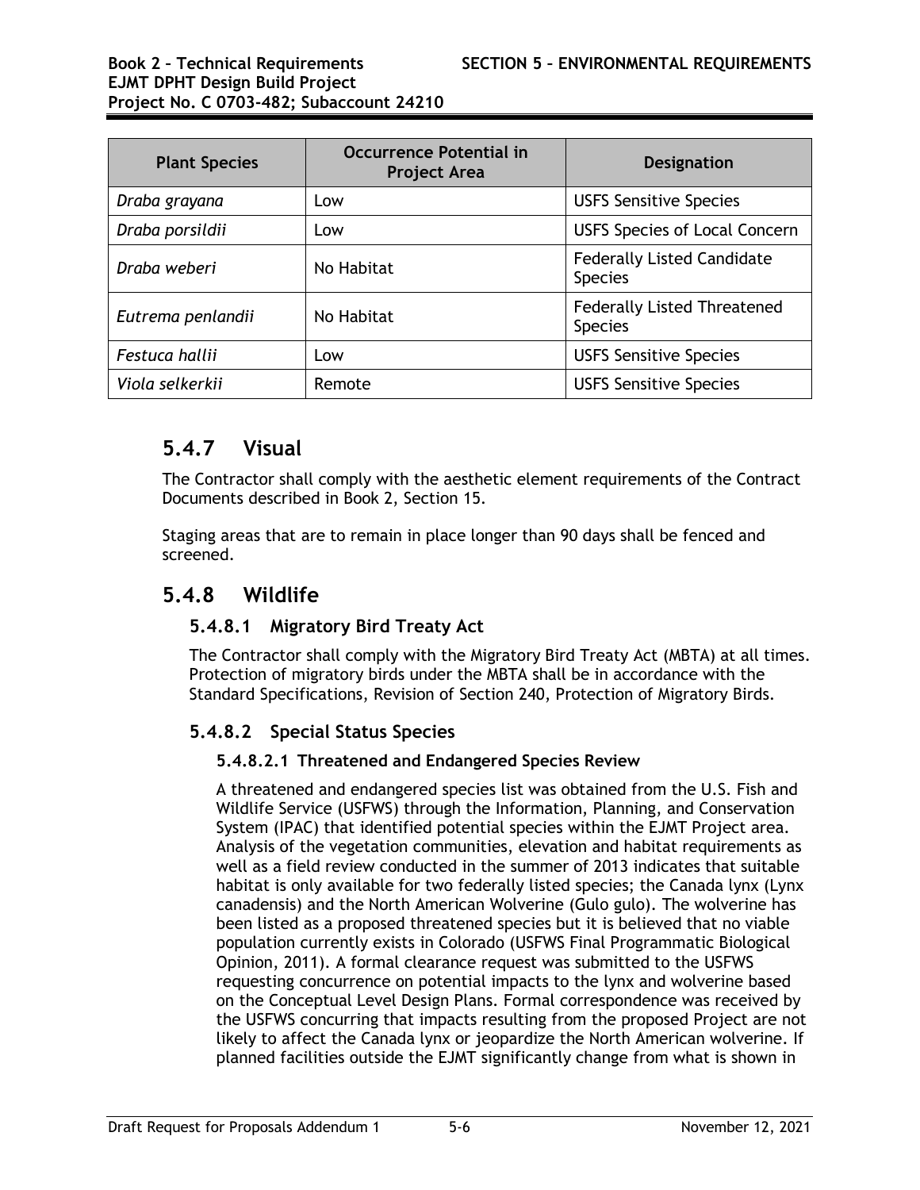| Plant Species | Occurrence Potential in Project Area | Designation |
| --- | --- | --- |
| *Draba grayana* | Low | USFS Sensitive Species |
| *Draba porsildii* | Low | USFS Species of Local Concern |
| *Draba weberi* | No Habitat | Federally Listed Candidate Species |
| *Eutrema penlandii* | No Habitat | Federally Listed Threatened Species |
| *Festuca hallii* | Low | USFS Sensitive Species |
| *Viola selkerkii* | Remote | USFS Sensitive Species |

## 5.4.7 Visual

The Contractor shall comply with the aesthetic element requirements of the Contract Documents described in Book 2, Section 15.

Staging areas that are to remain in place longer than 90 days shall be fenced and screened.

## 5.4.8 Wildlife

### 5.4.8.1 Migratory Bird Treaty Act

The Contractor shall comply with the Migratory Bird Treaty Act (MBTA) at all times. Protection of migratory birds under the MBTA shall be in accordance with the Standard Specifications, Revision of Section 240, Protection of Migratory Birds.

### 5.4.8.2 Special Status Species

#### 5.4.8.2.1 Threatened and Endangered Species Review

A threatened and endangered species list was obtained from the U.S. Fish and Wildlife Service (USFWS) through the Information, Planning, and Conservation System (IPAC) that identified potential species within the EJMT Project area. Analysis of the vegetation communities, elevation and habitat requirements as well as a field review conducted in the summer of 2013 indicates that suitable habitat is only available for two federally listed species; the Canada lynx (Lynx canadensis) and the North American Wolverine (Gulo gulo). The wolverine has been listed as a proposed threatened species but it is believed that no viable population currently exists in Colorado (USFWS Final Programmatic Biological Opinion, 2011). A formal clearance request was submitted to the USFWS requesting concurrence on potential impacts to the lynx and wolverine based on the Conceptual Level Design Plans. Formal correspondence was received by the USFWS concurring that impacts resulting from the proposed Project are not likely to affect the Canada lynx or jeopardize the North American wolverine. If planned facilities outside the EJMT significantly change from what is shown in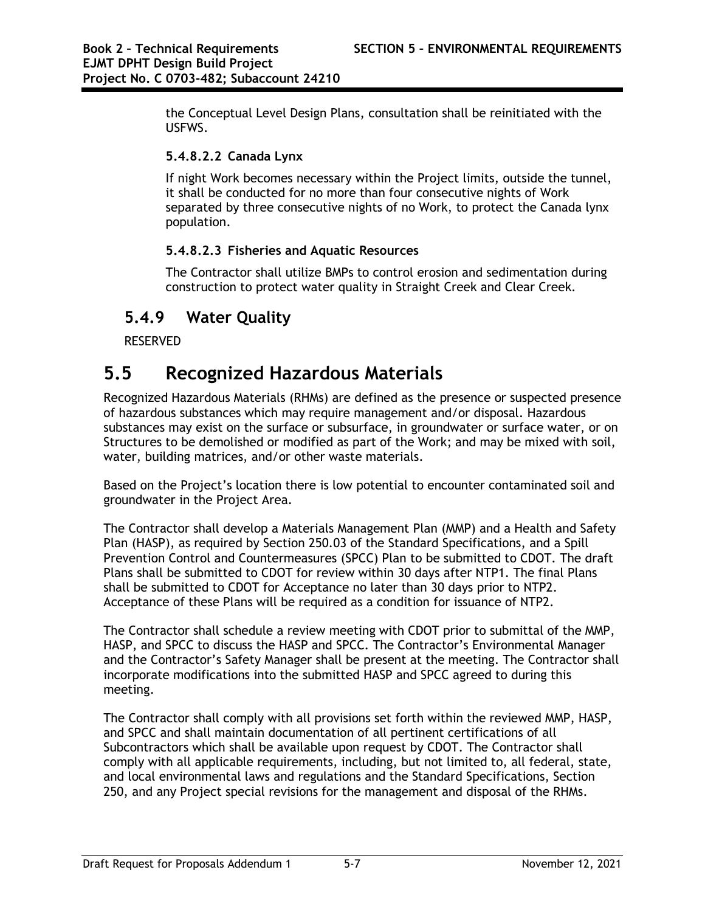the Conceptual Level Design Plans, consultation shall be reinitiated with the USFWS.

#### 5.4.8.2.2 Canada Lynx

If night Work becomes necessary within the Project limits, outside the tunnel, it shall be conducted for no more than four consecutive nights of Work separated by three consecutive nights of no Work, to protect the Canada lynx population.

#### 5.4.8.2.3 Fisheries and Aquatic Resources

The Contractor shall utilize BMPs to control erosion and sedimentation during construction to protect water quality in Straight Creek and Clear Creek.

### 5.4.9 Water Quality

RESERVED

## 5.5 Recognized Hazardous Materials

Recognized Hazardous Materials (RHMs) are defined as the presence or suspected presence of hazardous substances which may require management and/or disposal. Hazardous substances may exist on the surface or subsurface, in groundwater or surface water, or on Structures to be demolished or modified as part of the Work; and may be mixed with soil, water, building matrices, and/or other waste materials.

Based on the Project's location there is low potential to encounter contaminated soil and groundwater in the Project Area.

The Contractor shall develop a Materials Management Plan (MMP) and a Health and Safety Plan (HASP), as required by Section 250.03 of the Standard Specifications, and a Spill Prevention Control and Countermeasures (SPCC) Plan to be submitted to CDOT. The draft Plans shall be submitted to CDOT for review within 30 days after NTP1. The final Plans shall be submitted to CDOT for Acceptance no later than 30 days prior to NTP2. Acceptance of these Plans will be required as a condition for issuance of NTP2.

The Contractor shall schedule a review meeting with CDOT prior to submittal of the MMP, HASP, and SPCC to discuss the HASP and SPCC. The Contractor's Environmental Manager and the Contractor's Safety Manager shall be present at the meeting. The Contractor shall incorporate modifications into the submitted HASP and SPCC agreed to during this meeting.

The Contractor shall comply with all provisions set forth within the reviewed MMP, HASP, and SPCC and shall maintain documentation of all pertinent certifications of all Subcontractors which shall be available upon request by CDOT. The Contractor shall comply with all applicable requirements, including, but not limited to, all federal, state, and local environmental laws and regulations and the Standard Specifications, Section 250, and any Project special revisions for the management and disposal of the RHMs.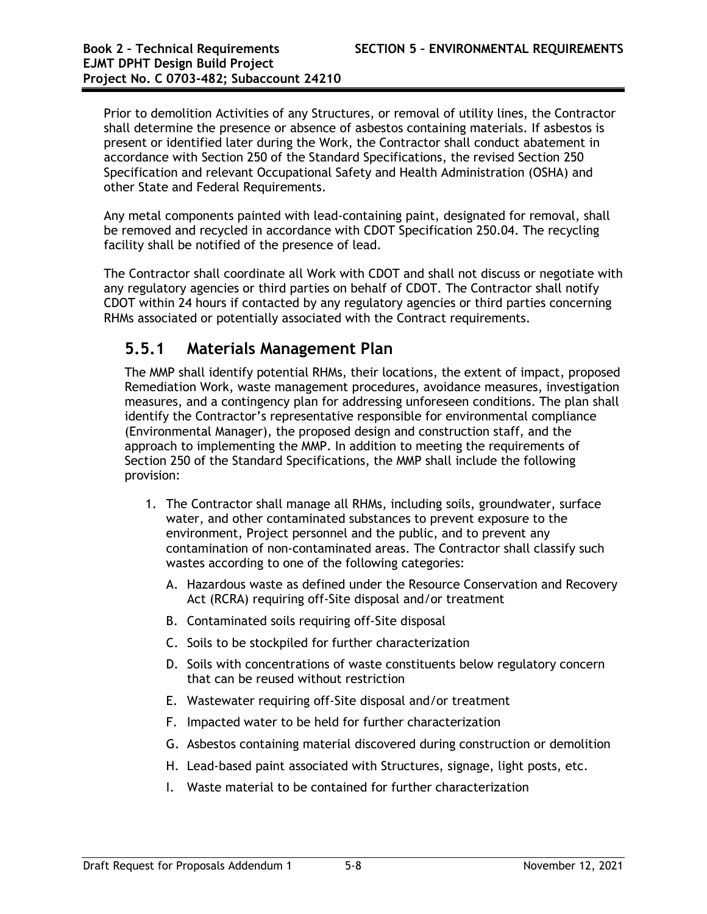Prior to demolition Activities of any Structures, or removal of utility lines, the Contractor shall determine the presence or absence of asbestos containing materials. If asbestos is present or identified later during the Work, the Contractor shall conduct abatement in accordance with Section 250 of the Standard Specifications, the revised Section 250 Specification and relevant Occupational Safety and Health Administration (OSHA) and other State and Federal Requirements.

Any metal components painted with lead-containing paint, designated for removal, shall be removed and recycled in accordance with CDOT Specification 250.04. The recycling facility shall be notified of the presence of lead.

The Contractor shall coordinate all Work with CDOT and shall not discuss or negotiate with any regulatory agencies or third parties on behalf of CDOT. The Contractor shall notify CDOT within 24 hours if contacted by any regulatory agencies or third parties concerning RHMs associated or potentially associated with the Contract requirements.

## 5.5.1 Materials Management Plan

The MMP shall identify potential RHMs, their locations, the extent of impact, proposed Remediation Work, waste management procedures, avoidance measures, investigation measures, and a contingency plan for addressing unforeseen conditions. The plan shall identify the Contractor's representative responsible for environmental compliance (Environmental Manager), the proposed design and construction staff, and the approach to implementing the MMP. In addition to meeting the requirements of Section 250 of the Standard Specifications, the MMP shall include the following provision:

1. The Contractor shall manage all RHMs, including soils, groundwater, surface water, and other contaminated substances to prevent exposure to the environment, Project personnel and the public, and to prevent any contamination of non-contaminated areas. The Contractor shall classify such wastes according to one of the following categories:
   - A. Hazardous waste as defined under the Resource Conservation and Recovery Act (RCRA) requiring off-Site disposal and/or treatment
   - B. Contaminated soils requiring off-Site disposal
   - C. Soils to be stockpiled for further characterization
   - D. Soils with concentrations of waste constituents below regulatory concern that can be reused without restriction
   - E. Wastewater requiring off-Site disposal and/or treatment
   - F. Impacted water to be held for further characterization
   - G. Asbestos containing material discovered during construction or demolition
   - H. Lead-based paint associated with Structures, signage, light posts, etc.
   - I. Waste material to be contained for further characterization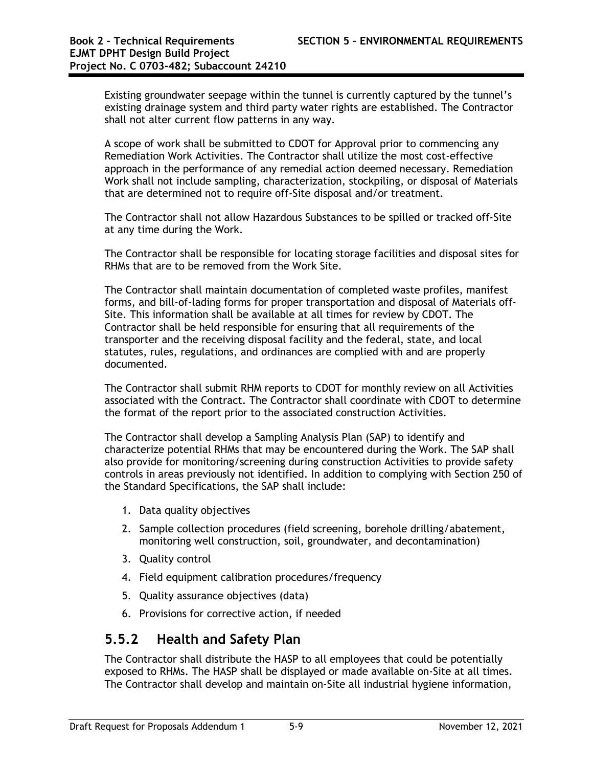Existing groundwater seepage within the tunnel is currently captured by the tunnel's existing drainage system and third party water rights are established. The Contractor shall not alter current flow patterns in any way.

A scope of work shall be submitted to CDOT for Approval prior to commencing any Remediation Work Activities. The Contractor shall utilize the most cost-effective approach in the performance of any remedial action deemed necessary. Remediation Work shall not include sampling, characterization, stockpiling, or disposal of Materials that are determined not to require off-Site disposal and/or treatment.

The Contractor shall not allow Hazardous Substances to be spilled or tracked off-Site at any time during the Work.

The Contractor shall be responsible for locating storage facilities and disposal sites for RHMs that are to be removed from the Work Site.

The Contractor shall maintain documentation of completed waste profiles, manifest forms, and bill-of-lading forms for proper transportation and disposal of Materials off-Site. This information shall be available at all times for review by CDOT. The Contractor shall be held responsible for ensuring that all requirements of the transporter and the receiving disposal facility and the federal, state, and local statutes, rules, regulations, and ordinances are complied with and are properly documented.

The Contractor shall submit RHM reports to CDOT for monthly review on all Activities associated with the Contract. The Contractor shall coordinate with CDOT to determine the format of the report prior to the associated construction Activities.

The Contractor shall develop a Sampling Analysis Plan (SAP) to identify and characterize potential RHMs that may be encountered during the Work. The SAP shall also provide for monitoring/screening during construction Activities to provide safety controls in areas previously not identified. In addition to complying with Section 250 of the Standard Specifications, the SAP shall include:

1. Data quality objectives
2. Sample collection procedures (field screening, borehole drilling/abatement, monitoring well construction, soil, groundwater, and decontamination)
3. Quality control
4. Field equipment calibration procedures/frequency
5. Quality assurance objectives (data)
6. Provisions for corrective action, if needed

## 5.5.2 Health and Safety Plan

The Contractor shall distribute the HASP to all employees that could be potentially exposed to RHMs. The HASP shall be displayed or made available on-Site at all times. The Contractor shall develop and maintain on-Site all industrial hygiene information,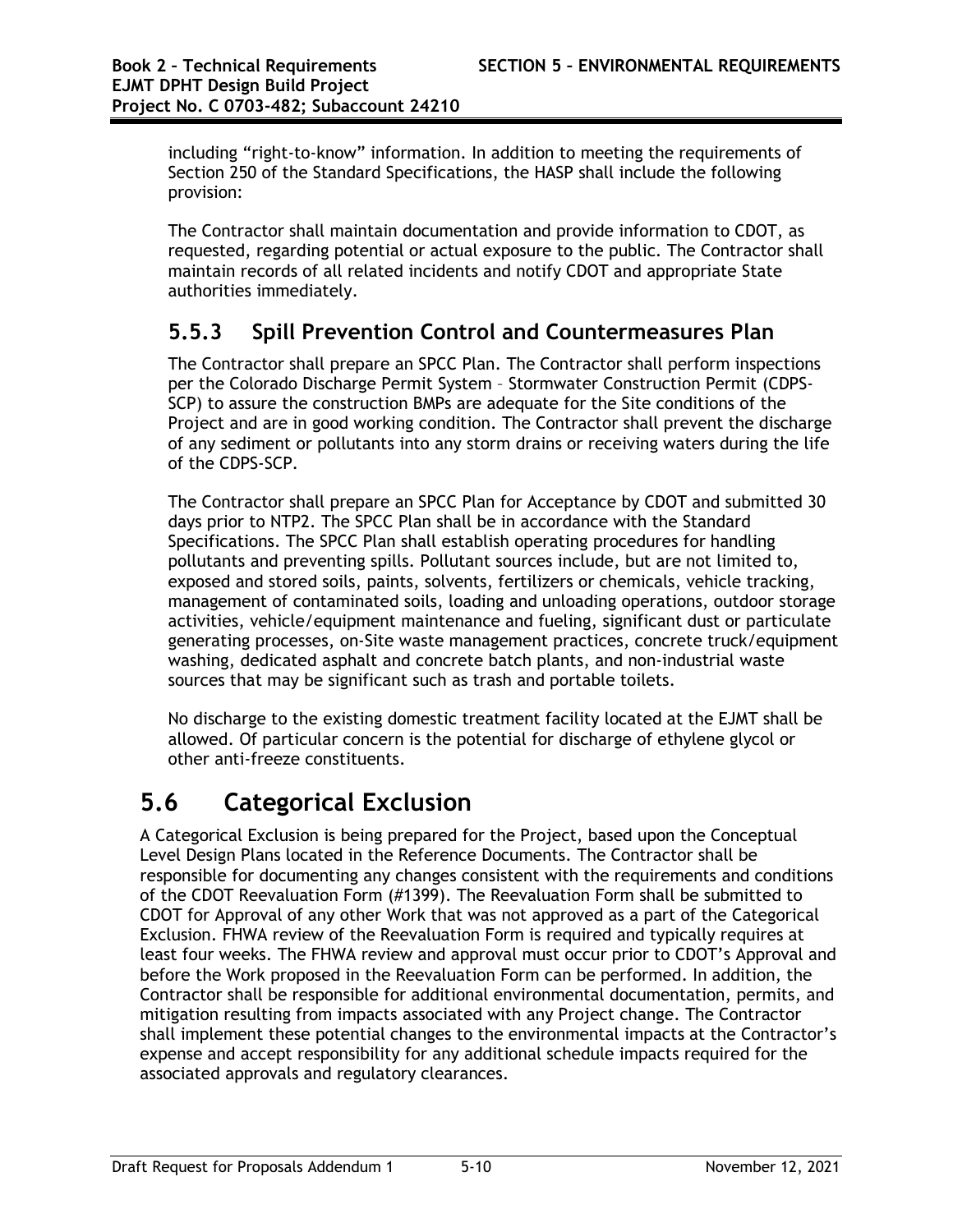including "right-to-know" information. In addition to meeting the requirements of Section 250 of the Standard Specifications, the HASP shall include the following provision:

The Contractor shall maintain documentation and provide information to CDOT, as requested, regarding potential or actual exposure to the public. The Contractor shall maintain records of all related incidents and notify CDOT and appropriate State authorities immediately.

### 5.5.3 Spill Prevention Control and Countermeasures Plan

The Contractor shall prepare an SPCC Plan. The Contractor shall perform inspections per the Colorado Discharge Permit System – Stormwater Construction Permit (CDPS-SCP) to assure the construction BMPs are adequate for the Site conditions of the Project and are in good working condition. The Contractor shall prevent the discharge of any sediment or pollutants into any storm drains or receiving waters during the life of the CDPS-SCP.

The Contractor shall prepare an SPCC Plan for Acceptance by CDOT and submitted 30 days prior to NTP2. The SPCC Plan shall be in accordance with the Standard Specifications. The SPCC Plan shall establish operating procedures for handling pollutants and preventing spills. Pollutant sources include, but are not limited to, exposed and stored soils, paints, solvents, fertilizers or chemicals, vehicle tracking, management of contaminated soils, loading and unloading operations, outdoor storage activities, vehicle/equipment maintenance and fueling, significant dust or particulate generating processes, on-Site waste management practices, concrete truck/equipment washing, dedicated asphalt and concrete batch plants, and non-industrial waste sources that may be significant such as trash and portable toilets.

No discharge to the existing domestic treatment facility located at the EJMT shall be allowed. Of particular concern is the potential for discharge of ethylene glycol or other anti-freeze constituents.

## 5.6 Categorical Exclusion

A Categorical Exclusion is being prepared for the Project, based upon the Conceptual Level Design Plans located in the Reference Documents. The Contractor shall be responsible for documenting any changes consistent with the requirements and conditions of the CDOT Reevaluation Form (#1399). The Reevaluation Form shall be submitted to CDOT for Approval of any other Work that was not approved as a part of the Categorical Exclusion. FHWA review of the Reevaluation Form is required and typically requires at least four weeks. The FHWA review and approval must occur prior to CDOT's Approval and before the Work proposed in the Reevaluation Form can be performed. In addition, the Contractor shall be responsible for additional environmental documentation, permits, and mitigation resulting from impacts associated with any Project change. The Contractor shall implement these potential changes to the environmental impacts at the Contractor's expense and accept responsibility for any additional schedule impacts required for the associated approvals and regulatory clearances.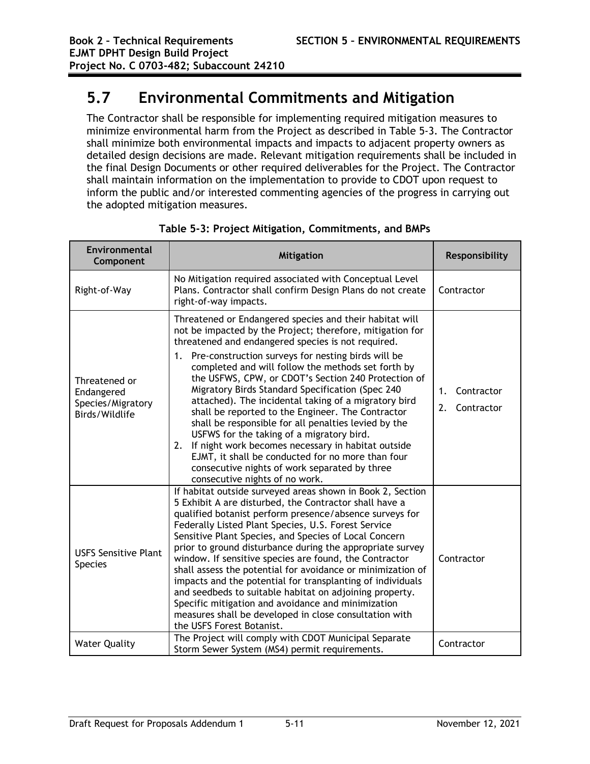## 5.7 Environmental Commitments and Mitigation

The Contractor shall be responsible for implementing required mitigation measures to minimize environmental harm from the Project as described in Table 5-3. The Contractor shall minimize both environmental impacts and impacts to adjacent property owners as detailed design decisions are made. Relevant mitigation requirements shall be included in the final Design Documents or other required deliverables for the Project. The Contractor shall maintain information on the implementation to provide to CDOT upon request to inform the public and/or interested commenting agencies of the progress in carrying out the adopted mitigation measures.

**Table 5-3: Project Mitigation, Commitments, and BMPs**

| Environmental Component | Mitigation | Responsibility |
|---|---|---|
| Right-of-Way | No Mitigation required associated with Conceptual Level Plans. Contractor shall confirm Design Plans do not create right-of-way impacts. | Contractor |
| Threatened or Endangered Species/Migratory Birds/Wildlife | Threatened or Endangered species and their habitat will not be impacted by the Project; therefore, mitigation for threatened and endangered species is not required.<br>1. Pre-construction surveys for nesting birds will be completed and will follow the methods set forth by the USFWS, CPW, or CDOT's Section 240 Protection of Migratory Birds Standard Specification (Spec 240 attached). The incidental taking of a migratory bird shall be reported to the Engineer. The Contractor shall be responsible for all penalties levied by the USFWS for the taking of a migratory bird.<br>2. If night work becomes necessary in habitat outside EJMT, it shall be conducted for no more than four consecutive nights of work separated by three consecutive nights of no work. | 1. Contractor<br>2. Contractor |
| USFS Sensitive Plant Species | If habitat outside surveyed areas shown in Book 2, Section 5 Exhibit A are disturbed, the Contractor shall have a qualified botanist perform presence/absence surveys for Federally Listed Plant Species, U.S. Forest Service Sensitive Plant Species, and Species of Local Concern prior to ground disturbance during the appropriate survey window. If sensitive species are found, the Contractor shall assess the potential for avoidance or minimization of impacts and the potential for transplanting of individuals and seedbeds to suitable habitat on adjoining property. Specific mitigation and avoidance and minimization measures shall be developed in close consultation with the USFS Forest Botanist. | Contractor |
| Water Quality | The Project will comply with CDOT Municipal Separate Storm Sewer System (MS4) permit requirements. | Contractor |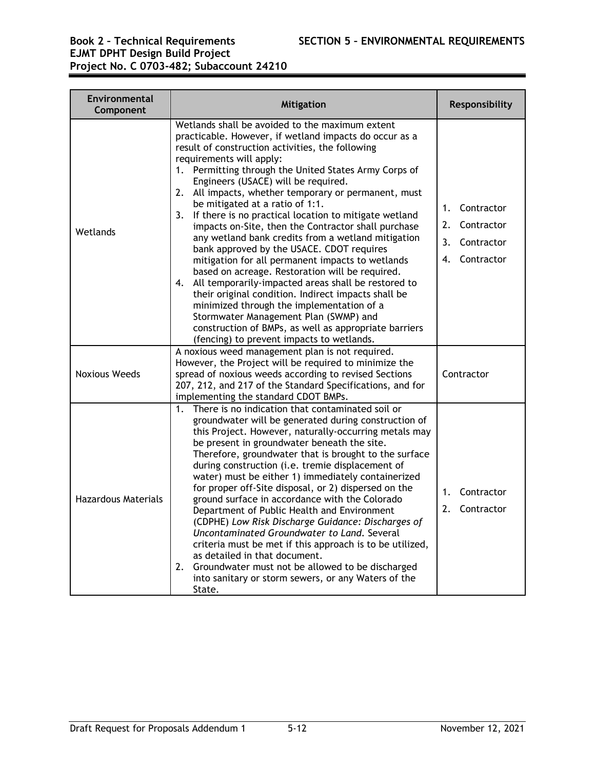| Environmental Component | Mitigation | Responsibility |
|---|---|---|
| Wetlands | Wetlands shall be avoided to the maximum extent practicable. However, if wetland impacts do occur as a result of construction activities, the following requirements will apply:<br>1. Permitting through the United States Army Corps of Engineers (USACE) will be required.<br>2. All impacts, whether temporary or permanent, must be mitigated at a ratio of 1:1.<br>3. If there is no practical location to mitigate wetland impacts on-Site, then the Contractor shall purchase any wetland bank credits from a wetland mitigation bank approved by the USACE. CDOT requires mitigation for all permanent impacts to wetlands based on acreage. Restoration will be required.<br>4. All temporarily-impacted areas shall be restored to their original condition. Indirect impacts shall be minimized through the implementation of a Stormwater Management Plan (SWMP) and construction of BMPs, as well as appropriate barriers (fencing) to prevent impacts to wetlands. | 1. Contractor<br>2. Contractor<br>3. Contractor<br>4. Contractor |
| Noxious Weeds | A noxious weed management plan is not required. However, the Project will be required to minimize the spread of noxious weeds according to revised Sections 207, 212, and 217 of the Standard Specifications, and for implementing the standard CDOT BMPs. | Contractor |
| Hazardous Materials | 1. There is no indication that contaminated soil or groundwater will be generated during construction of this Project. However, naturally-occurring metals may be present in groundwater beneath the site. Therefore, groundwater that is brought to the surface during construction (i.e. tremie displacement of water) must be either 1) immediately containerized for proper off-Site disposal, or 2) dispersed on the ground surface in accordance with the Colorado Department of Public Health and Environment (CDPHE) *Low Risk Discharge Guidance: Discharges of Uncontaminated Groundwater to Land*. Several criteria must be met if this approach is to be utilized, as detailed in that document.<br>2. Groundwater must not be allowed to be discharged into sanitary or storm sewers, or any Waters of the State. | 1. Contractor<br>2. Contractor |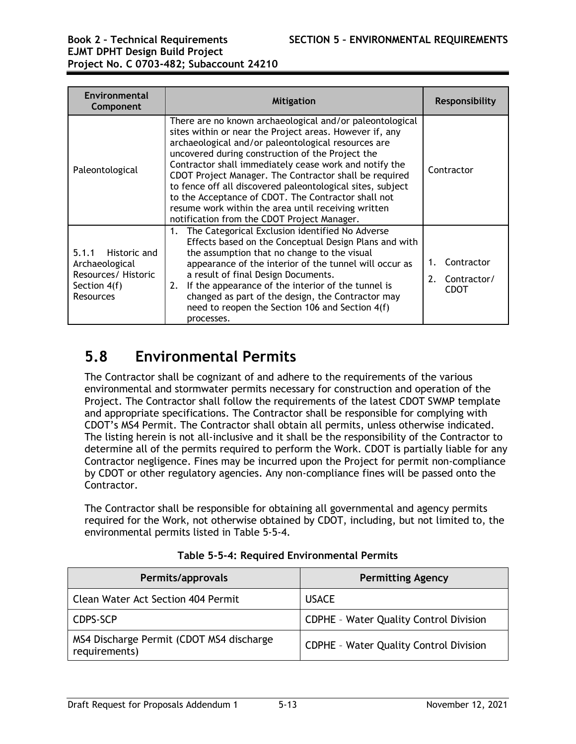| Environmental Component | Mitigation | Responsibility |
|---|---|---|
| Paleontological | There are no known archaeological and/or paleontological sites within or near the Project areas. However if, any archaeological and/or paleontological resources are uncovered during construction of the Project the Contractor shall immediately cease work and notify the CDOT Project Manager. The Contractor shall be required to fence off all discovered paleontological sites, subject to the Acceptance of CDOT. The Contractor shall not resume work within the area until receiving written notification from the CDOT Project Manager. | Contractor |
| 5.1.1 Historic and Archaeological Resources/ Historic Section 4(f) Resources | 1. The Categorical Exclusion identified No Adverse Effects based on the Conceptual Design Plans and with the assumption that no change to the visual appearance of the interior of the tunnel will occur as a result of final Design Documents.<br>2. If the appearance of the interior of the tunnel is changed as part of the design, the Contractor may need to reopen the Section 106 and Section 4(f) processes. | 1. Contractor<br>2. Contractor/ CDOT |

# 5.8 Environmental Permits

The Contractor shall be cognizant of and adhere to the requirements of the various environmental and stormwater permits necessary for construction and operation of the Project. The Contractor shall follow the requirements of the latest CDOT SWMP template and appropriate specifications. The Contractor shall be responsible for complying with CDOT's MS4 Permit. The Contractor shall obtain all permits, unless otherwise indicated. The listing herein is not all-inclusive and it shall be the responsibility of the Contractor to determine all of the permits required to perform the Work. CDOT is partially liable for any Contractor negligence. Fines may be incurred upon the Project for permit non-compliance by CDOT or other regulatory agencies. Any non-compliance fines will be passed onto the Contractor.

The Contractor shall be responsible for obtaining all governmental and agency permits required for the Work, not otherwise obtained by CDOT, including, but not limited to, the environmental permits listed in Table 5-5-4.

**Table 5-5-4: Required Environmental Permits**

| Permits/approvals | Permitting Agency |
|---|---|
| Clean Water Act Section 404 Permit | USACE |
| CDPS-SCP | CDPHE – Water Quality Control Division |
| MS4 Discharge Permit (CDOT MS4 discharge requirements) | CDPHE – Water Quality Control Division |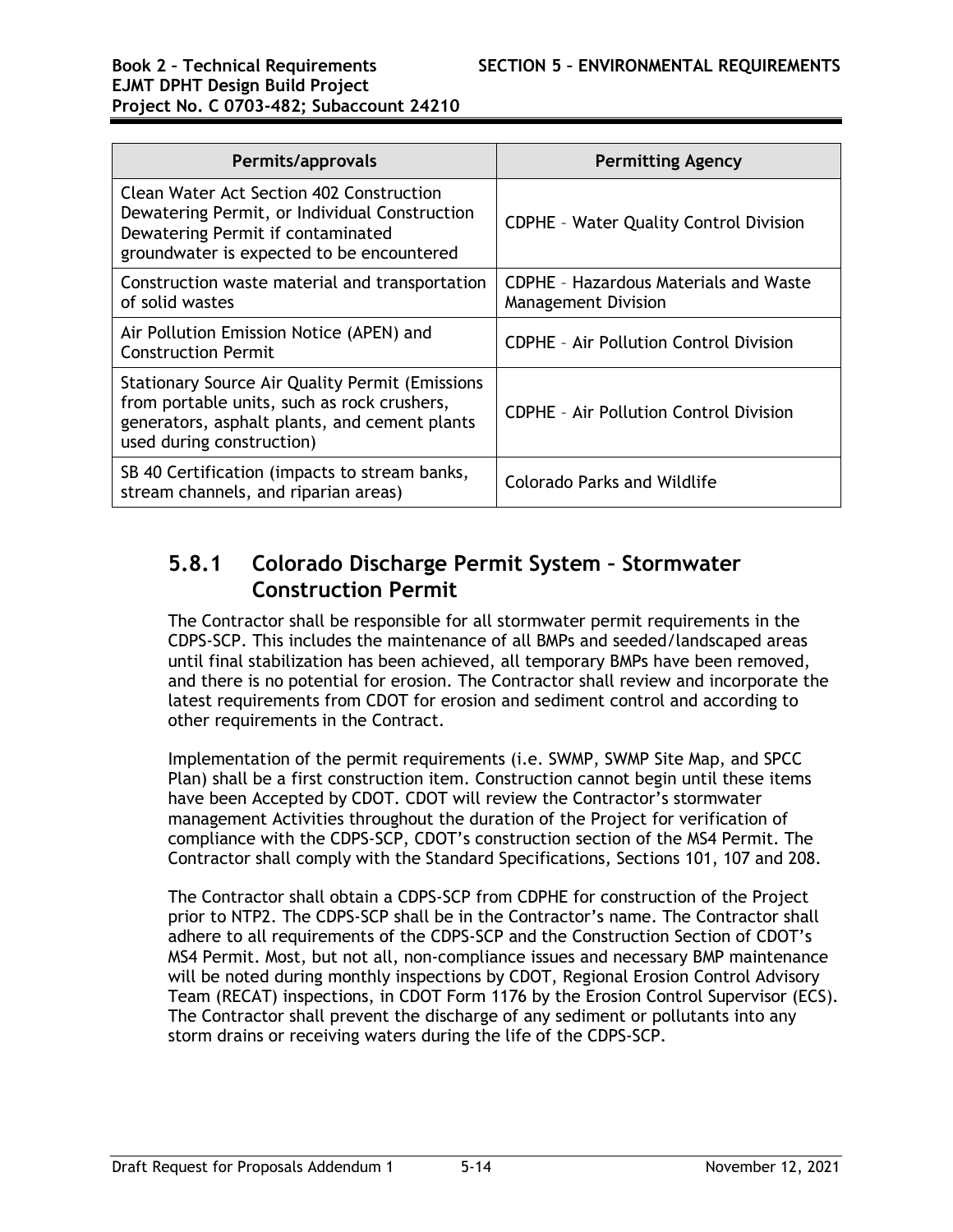| Permits/approvals | Permitting Agency |
|---|---|
| Clean Water Act Section 402 Construction Dewatering Permit, or Individual Construction Dewatering Permit if contaminated groundwater is expected to be encountered | CDPHE – Water Quality Control Division |
| Construction waste material and transportation of solid wastes | CDPHE – Hazardous Materials and Waste Management Division |
| Air Pollution Emission Notice (APEN) and Construction Permit | CDPHE – Air Pollution Control Division |
| Stationary Source Air Quality Permit (Emissions from portable units, such as rock crushers, generators, asphalt plants, and cement plants used during construction) | CDPHE – Air Pollution Control Division |
| SB 40 Certification (impacts to stream banks, stream channels, and riparian areas) | Colorado Parks and Wildlife |

## 5.8.1 Colorado Discharge Permit System – Stormwater Construction Permit

The Contractor shall be responsible for all stormwater permit requirements in the CDPS-SCP. This includes the maintenance of all BMPs and seeded/landscaped areas until final stabilization has been achieved, all temporary BMPs have been removed, and there is no potential for erosion. The Contractor shall review and incorporate the latest requirements from CDOT for erosion and sediment control and according to other requirements in the Contract.

Implementation of the permit requirements (i.e. SWMP, SWMP Site Map, and SPCC Plan) shall be a first construction item. Construction cannot begin until these items have been Accepted by CDOT. CDOT will review the Contractor's stormwater management Activities throughout the duration of the Project for verification of compliance with the CDPS-SCP, CDOT's construction section of the MS4 Permit. The Contractor shall comply with the Standard Specifications, Sections 101, 107 and 208.

The Contractor shall obtain a CDPS-SCP from CDPHE for construction of the Project prior to NTP2. The CDPS-SCP shall be in the Contractor's name. The Contractor shall adhere to all requirements of the CDPS-SCP and the Construction Section of CDOT's MS4 Permit. Most, but not all, non-compliance issues and necessary BMP maintenance will be noted during monthly inspections by CDOT, Regional Erosion Control Advisory Team (RECAT) inspections, in CDOT Form 1176 by the Erosion Control Supervisor (ECS). The Contractor shall prevent the discharge of any sediment or pollutants into any storm drains or receiving waters during the life of the CDPS-SCP.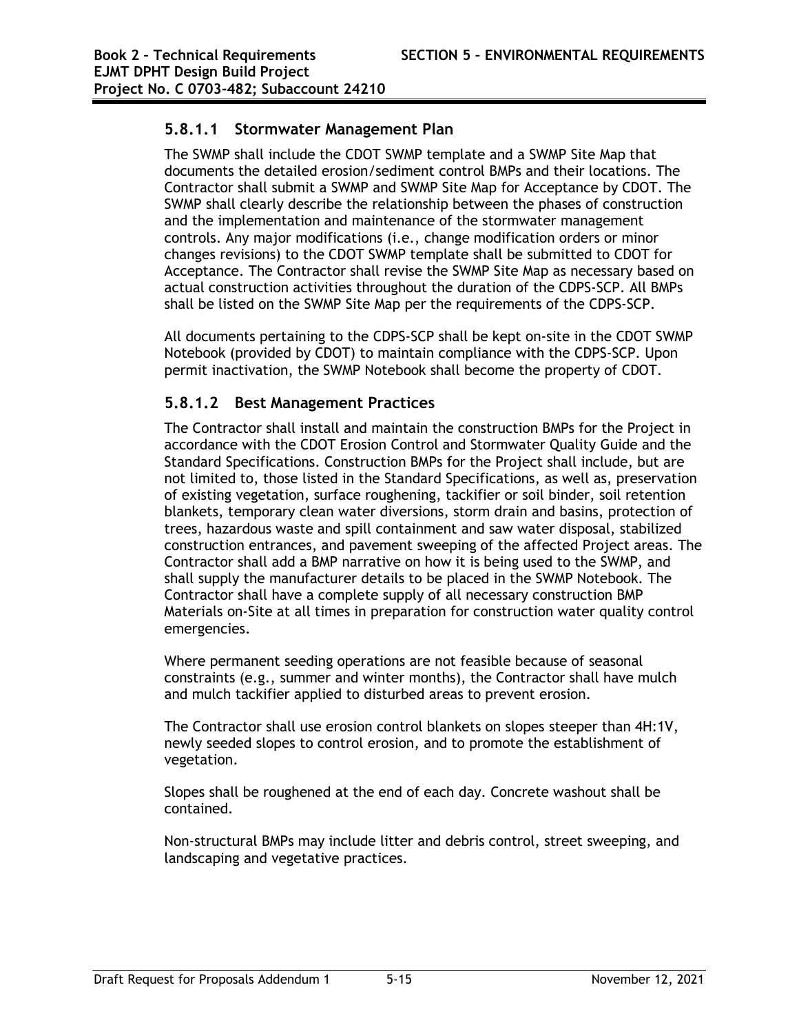#### 5.8.1.1 Stormwater Management Plan

The SWMP shall include the CDOT SWMP template and a SWMP Site Map that documents the detailed erosion/sediment control BMPs and their locations. The Contractor shall submit a SWMP and SWMP Site Map for Acceptance by CDOT. The SWMP shall clearly describe the relationship between the phases of construction and the implementation and maintenance of the stormwater management controls. Any major modifications (i.e., change modification orders or minor changes revisions) to the CDOT SWMP template shall be submitted to CDOT for Acceptance. The Contractor shall revise the SWMP Site Map as necessary based on actual construction activities throughout the duration of the CDPS-SCP. All BMPs shall be listed on the SWMP Site Map per the requirements of the CDPS-SCP.

All documents pertaining to the CDPS-SCP shall be kept on-site in the CDOT SWMP Notebook (provided by CDOT) to maintain compliance with the CDPS-SCP. Upon permit inactivation, the SWMP Notebook shall become the property of CDOT.

#### 5.8.1.2 Best Management Practices

The Contractor shall install and maintain the construction BMPs for the Project in accordance with the CDOT Erosion Control and Stormwater Quality Guide and the Standard Specifications. Construction BMPs for the Project shall include, but are not limited to, those listed in the Standard Specifications, as well as, preservation of existing vegetation, surface roughening, tackifier or soil binder, soil retention blankets, temporary clean water diversions, storm drain and basins, protection of trees, hazardous waste and spill containment and saw water disposal, stabilized construction entrances, and pavement sweeping of the affected Project areas. The Contractor shall add a BMP narrative on how it is being used to the SWMP, and shall supply the manufacturer details to be placed in the SWMP Notebook. The Contractor shall have a complete supply of all necessary construction BMP Materials on-Site at all times in preparation for construction water quality control emergencies.

Where permanent seeding operations are not feasible because of seasonal constraints (e.g., summer and winter months), the Contractor shall have mulch and mulch tackifier applied to disturbed areas to prevent erosion.

The Contractor shall use erosion control blankets on slopes steeper than 4H:1V, newly seeded slopes to control erosion, and to promote the establishment of vegetation.

Slopes shall be roughened at the end of each day. Concrete washout shall be contained.

Non-structural BMPs may include litter and debris control, street sweeping, and landscaping and vegetative practices.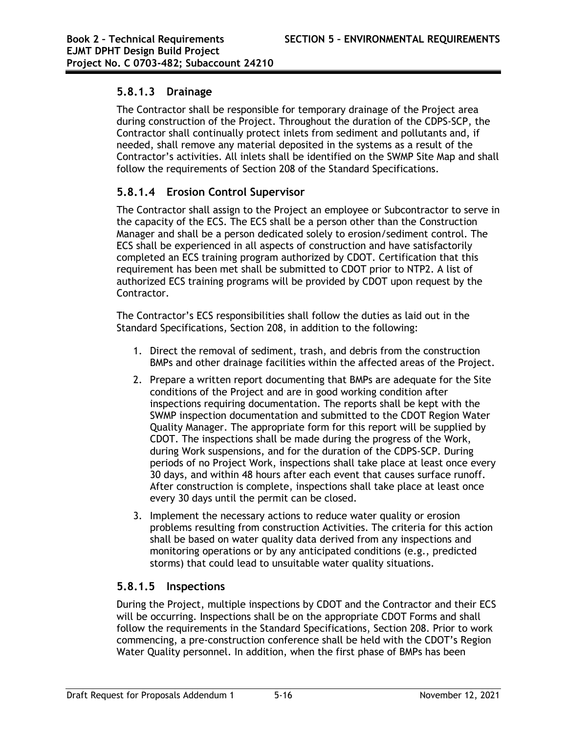### 5.8.1.3 Drainage

The Contractor shall be responsible for temporary drainage of the Project area during construction of the Project. Throughout the duration of the CDPS-SCP, the Contractor shall continually protect inlets from sediment and pollutants and, if needed, shall remove any material deposited in the systems as a result of the Contractor's activities. All inlets shall be identified on the SWMP Site Map and shall follow the requirements of Section 208 of the Standard Specifications.

### 5.8.1.4 Erosion Control Supervisor

The Contractor shall assign to the Project an employee or Subcontractor to serve in the capacity of the ECS. The ECS shall be a person other than the Construction Manager and shall be a person dedicated solely to erosion/sediment control. The ECS shall be experienced in all aspects of construction and have satisfactorily completed an ECS training program authorized by CDOT. Certification that this requirement has been met shall be submitted to CDOT prior to NTP2. A list of authorized ECS training programs will be provided by CDOT upon request by the Contractor.

The Contractor's ECS responsibilities shall follow the duties as laid out in the Standard Specifications, Section 208, in addition to the following:

1. Direct the removal of sediment, trash, and debris from the construction BMPs and other drainage facilities within the affected areas of the Project.
2. Prepare a written report documenting that BMPs are adequate for the Site conditions of the Project and are in good working condition after inspections requiring documentation. The reports shall be kept with the SWMP inspection documentation and submitted to the CDOT Region Water Quality Manager. The appropriate form for this report will be supplied by CDOT. The inspections shall be made during the progress of the Work, during Work suspensions, and for the duration of the CDPS-SCP. During periods of no Project Work, inspections shall take place at least once every 30 days, and within 48 hours after each event that causes surface runoff. After construction is complete, inspections shall take place at least once every 30 days until the permit can be closed.
3. Implement the necessary actions to reduce water quality or erosion problems resulting from construction Activities. The criteria for this action shall be based on water quality data derived from any inspections and monitoring operations or by any anticipated conditions (e.g., predicted storms) that could lead to unsuitable water quality situations.

### 5.8.1.5 Inspections

During the Project, multiple inspections by CDOT and the Contractor and their ECS will be occurring. Inspections shall be on the appropriate CDOT Forms and shall follow the requirements in the Standard Specifications, Section 208. Prior to work commencing, a pre-construction conference shall be held with the CDOT's Region Water Quality personnel. In addition, when the first phase of BMPs has been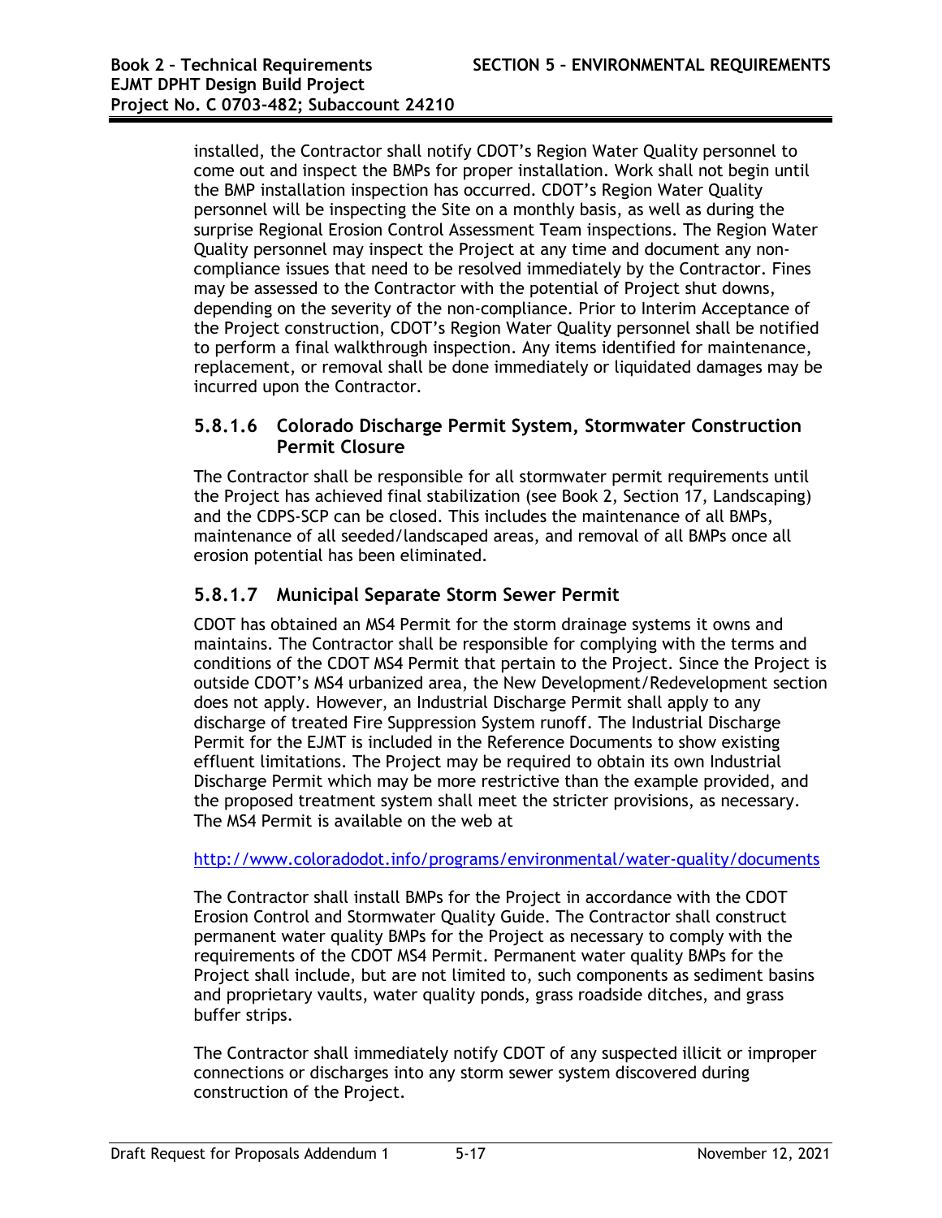installed, the Contractor shall notify CDOT's Region Water Quality personnel to come out and inspect the BMPs for proper installation. Work shall not begin until the BMP installation inspection has occurred. CDOT's Region Water Quality personnel will be inspecting the Site on a monthly basis, as well as during the surprise Regional Erosion Control Assessment Team inspections. The Region Water Quality personnel may inspect the Project at any time and document any non-compliance issues that need to be resolved immediately by the Contractor. Fines may be assessed to the Contractor with the potential of Project shut downs, depending on the severity of the non-compliance. Prior to Interim Acceptance of the Project construction, CDOT's Region Water Quality personnel shall be notified to perform a final walkthrough inspection. Any items identified for maintenance, replacement, or removal shall be done immediately or liquidated damages may be incurred upon the Contractor.

#### 5.8.1.6 Colorado Discharge Permit System, Stormwater Construction Permit Closure

The Contractor shall be responsible for all stormwater permit requirements until the Project has achieved final stabilization (see Book 2, Section 17, Landscaping) and the CDPS-SCP can be closed. This includes the maintenance of all BMPs, maintenance of all seeded/landscaped areas, and removal of all BMPs once all erosion potential has been eliminated.

#### 5.8.1.7 Municipal Separate Storm Sewer Permit

CDOT has obtained an MS4 Permit for the storm drainage systems it owns and maintains. The Contractor shall be responsible for complying with the terms and conditions of the CDOT MS4 Permit that pertain to the Project. Since the Project is outside CDOT's MS4 urbanized area, the New Development/Redevelopment section does not apply. However, an Industrial Discharge Permit shall apply to any discharge of treated Fire Suppression System runoff. The Industrial Discharge Permit for the EJMT is included in the Reference Documents to show existing effluent limitations. The Project may be required to obtain its own Industrial Discharge Permit which may be more restrictive than the example provided, and the proposed treatment system shall meet the stricter provisions, as necessary. The MS4 Permit is available on the web at

http://www.coloradodot.info/programs/environmental/water-quality/documents

The Contractor shall install BMPs for the Project in accordance with the CDOT Erosion Control and Stormwater Quality Guide. The Contractor shall construct permanent water quality BMPs for the Project as necessary to comply with the requirements of the CDOT MS4 Permit. Permanent water quality BMPs for the Project shall include, but are not limited to, such components as sediment basins and proprietary vaults, water quality ponds, grass roadside ditches, and grass buffer strips.

The Contractor shall immediately notify CDOT of any suspected illicit or improper connections or discharges into any storm sewer system discovered during construction of the Project.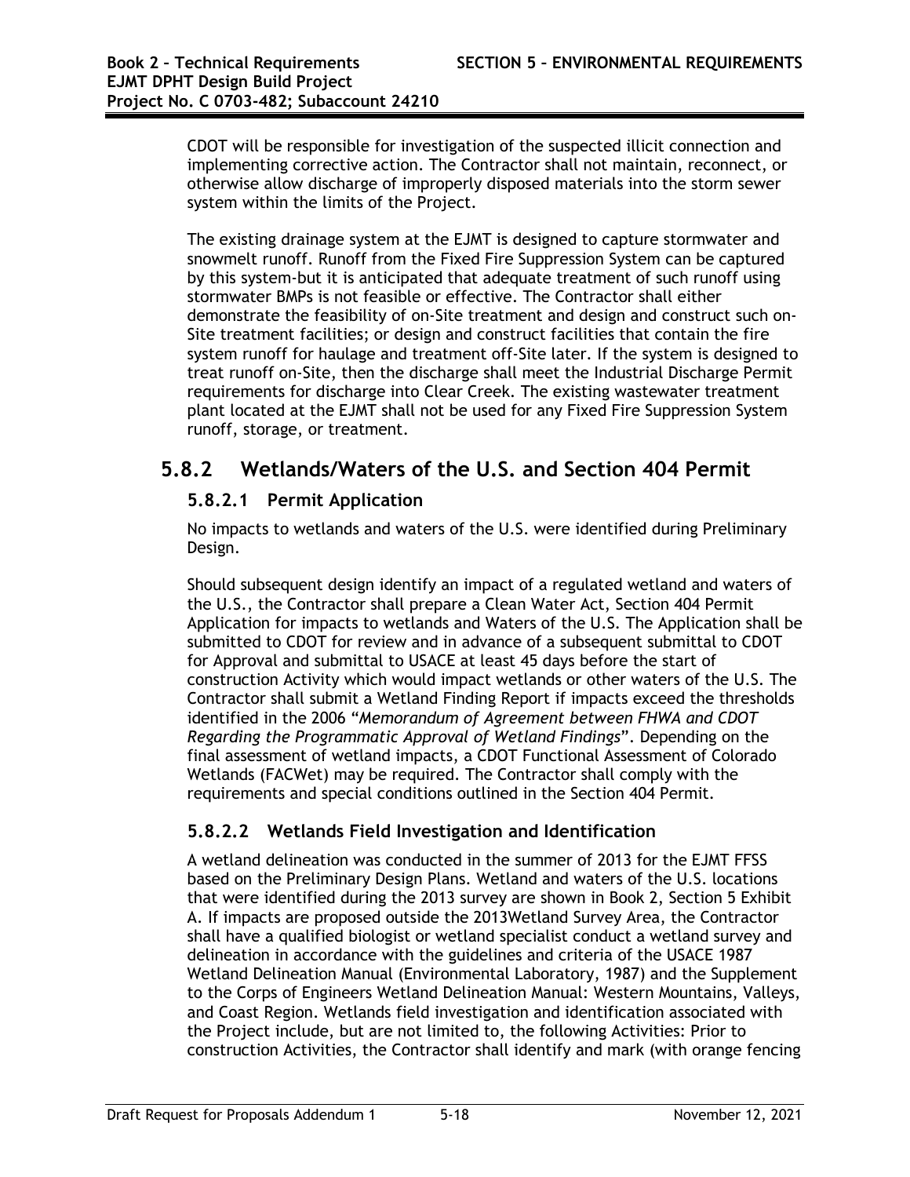CDOT will be responsible for investigation of the suspected illicit connection and implementing corrective action. The Contractor shall not maintain, reconnect, or otherwise allow discharge of improperly disposed materials into the storm sewer system within the limits of the Project.

The existing drainage system at the EJMT is designed to capture stormwater and snowmelt runoff. Runoff from the Fixed Fire Suppression System can be captured by this system-but it is anticipated that adequate treatment of such runoff using stormwater BMPs is not feasible or effective. The Contractor shall either demonstrate the feasibility of on-Site treatment and design and construct such on-Site treatment facilities; or design and construct facilities that contain the fire system runoff for haulage and treatment off-Site later. If the system is designed to treat runoff on-Site, then the discharge shall meet the Industrial Discharge Permit requirements for discharge into Clear Creek. The existing wastewater treatment plant located at the EJMT shall not be used for any Fixed Fire Suppression System runoff, storage, or treatment.

## 5.8.2 Wetlands/Waters of the U.S. and Section 404 Permit

### 5.8.2.1 Permit Application

No impacts to wetlands and waters of the U.S. were identified during Preliminary Design.

Should subsequent design identify an impact of a regulated wetland and waters of the U.S., the Contractor shall prepare a Clean Water Act, Section 404 Permit Application for impacts to wetlands and Waters of the U.S. The Application shall be submitted to CDOT for review and in advance of a subsequent submittal to CDOT for Approval and submittal to USACE at least 45 days before the start of construction Activity which would impact wetlands or other waters of the U.S. The Contractor shall submit a Wetland Finding Report if impacts exceed the thresholds identified in the 2006 "*Memorandum of Agreement between FHWA and CDOT Regarding the Programmatic Approval of Wetland Findings*". Depending on the final assessment of wetland impacts, a CDOT Functional Assessment of Colorado Wetlands (FACWet) may be required. The Contractor shall comply with the requirements and special conditions outlined in the Section 404 Permit.

### 5.8.2.2 Wetlands Field Investigation and Identification

A wetland delineation was conducted in the summer of 2013 for the EJMT FFSS based on the Preliminary Design Plans. Wetland and waters of the U.S. locations that were identified during the 2013 survey are shown in Book 2, Section 5 Exhibit A. If impacts are proposed outside the 2013Wetland Survey Area, the Contractor shall have a qualified biologist or wetland specialist conduct a wetland survey and delineation in accordance with the guidelines and criteria of the USACE 1987 Wetland Delineation Manual (Environmental Laboratory, 1987) and the Supplement to the Corps of Engineers Wetland Delineation Manual: Western Mountains, Valleys, and Coast Region. Wetlands field investigation and identification associated with the Project include, but are not limited to, the following Activities: Prior to construction Activities, the Contractor shall identify and mark (with orange fencing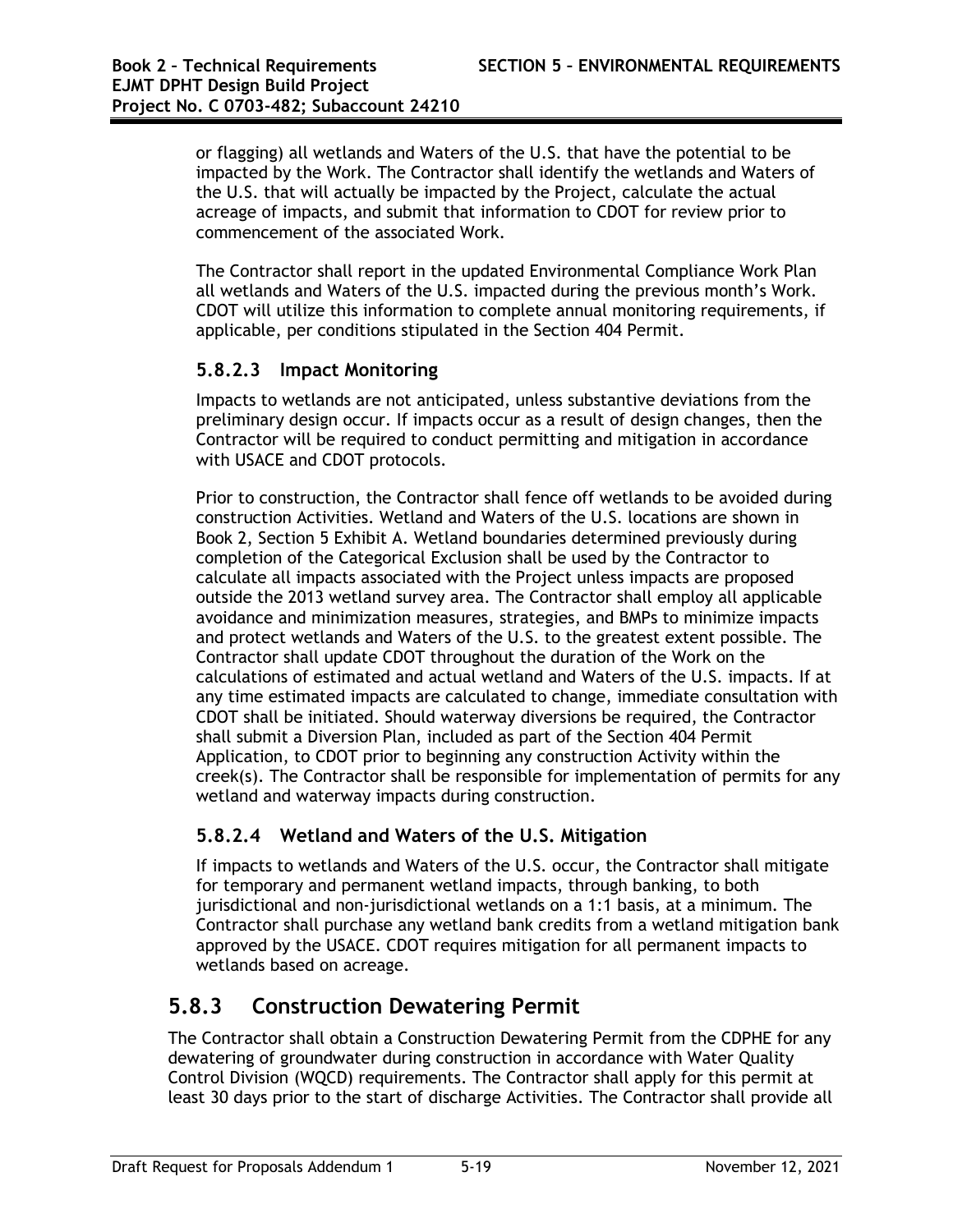or flagging) all wetlands and Waters of the U.S. that have the potential to be impacted by the Work. The Contractor shall identify the wetlands and Waters of the U.S. that will actually be impacted by the Project, calculate the actual acreage of impacts, and submit that information to CDOT for review prior to commencement of the associated Work.

The Contractor shall report in the updated Environmental Compliance Work Plan all wetlands and Waters of the U.S. impacted during the previous month's Work. CDOT will utilize this information to complete annual monitoring requirements, if applicable, per conditions stipulated in the Section 404 Permit.

#### 5.8.2.3 Impact Monitoring

Impacts to wetlands are not anticipated, unless substantive deviations from the preliminary design occur. If impacts occur as a result of design changes, then the Contractor will be required to conduct permitting and mitigation in accordance with USACE and CDOT protocols.

Prior to construction, the Contractor shall fence off wetlands to be avoided during construction Activities. Wetland and Waters of the U.S. locations are shown in Book 2, Section 5 Exhibit A. Wetland boundaries determined previously during completion of the Categorical Exclusion shall be used by the Contractor to calculate all impacts associated with the Project unless impacts are proposed outside the 2013 wetland survey area. The Contractor shall employ all applicable avoidance and minimization measures, strategies, and BMPs to minimize impacts and protect wetlands and Waters of the U.S. to the greatest extent possible. The Contractor shall update CDOT throughout the duration of the Work on the calculations of estimated and actual wetland and Waters of the U.S. impacts. If at any time estimated impacts are calculated to change, immediate consultation with CDOT shall be initiated. Should waterway diversions be required, the Contractor shall submit a Diversion Plan, included as part of the Section 404 Permit Application, to CDOT prior to beginning any construction Activity within the creek(s). The Contractor shall be responsible for implementation of permits for any wetland and waterway impacts during construction.

#### 5.8.2.4 Wetland and Waters of the U.S. Mitigation

If impacts to wetlands and Waters of the U.S. occur, the Contractor shall mitigate for temporary and permanent wetland impacts, through banking, to both jurisdictional and non-jurisdictional wetlands on a 1:1 basis, at a minimum. The Contractor shall purchase any wetland bank credits from a wetland mitigation bank approved by the USACE. CDOT requires mitigation for all permanent impacts to wetlands based on acreage.

### 5.8.3 Construction Dewatering Permit

The Contractor shall obtain a Construction Dewatering Permit from the CDPHE for any dewatering of groundwater during construction in accordance with Water Quality Control Division (WQCD) requirements. The Contractor shall apply for this permit at least 30 days prior to the start of discharge Activities. The Contractor shall provide all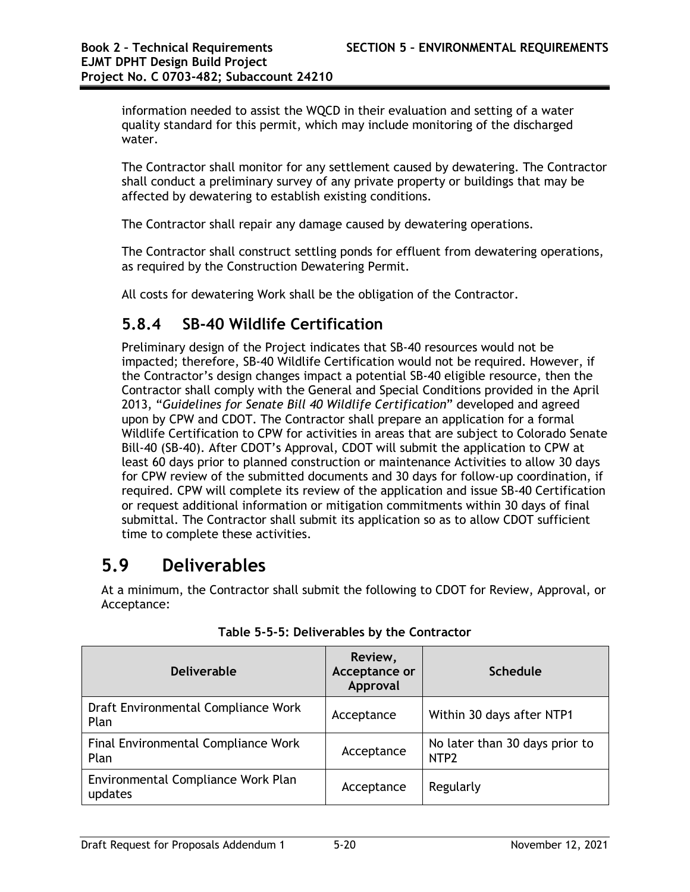information needed to assist the WQCD in their evaluation and setting of a water quality standard for this permit, which may include monitoring of the discharged water.

The Contractor shall monitor for any settlement caused by dewatering. The Contractor shall conduct a preliminary survey of any private property or buildings that may be affected by dewatering to establish existing conditions.

The Contractor shall repair any damage caused by dewatering operations.

The Contractor shall construct settling ponds for effluent from dewatering operations, as required by the Construction Dewatering Permit.

All costs for dewatering Work shall be the obligation of the Contractor.

### 5.8.4 SB-40 Wildlife Certification

Preliminary design of the Project indicates that SB-40 resources would not be impacted; therefore, SB-40 Wildlife Certification would not be required. However, if the Contractor's design changes impact a potential SB-40 eligible resource, then the Contractor shall comply with the General and Special Conditions provided in the April 2013, "*Guidelines for Senate Bill 40 Wildlife Certification*" developed and agreed upon by CPW and CDOT. The Contractor shall prepare an application for a formal Wildlife Certification to CPW for activities in areas that are subject to Colorado Senate Bill-40 (SB-40). After CDOT's Approval, CDOT will submit the application to CPW at least 60 days prior to planned construction or maintenance Activities to allow 30 days for CPW review of the submitted documents and 30 days for follow-up coordination, if required. CPW will complete its review of the application and issue SB-40 Certification or request additional information or mitigation commitments within 30 days of final submittal. The Contractor shall submit its application so as to allow CDOT sufficient time to complete these activities.

## 5.9 Deliverables

At a minimum, the Contractor shall submit the following to CDOT for Review, Approval, or Acceptance:

**Table 5-5-5: Deliverables by the Contractor**

| Deliverable | Review, Acceptance or Approval | Schedule |
|---|---|---|
| Draft Environmental Compliance Work Plan | Acceptance | Within 30 days after NTP1 |
| Final Environmental Compliance Work Plan | Acceptance | No later than 30 days prior to NTP2 |
| Environmental Compliance Work Plan updates | Acceptance | Regularly |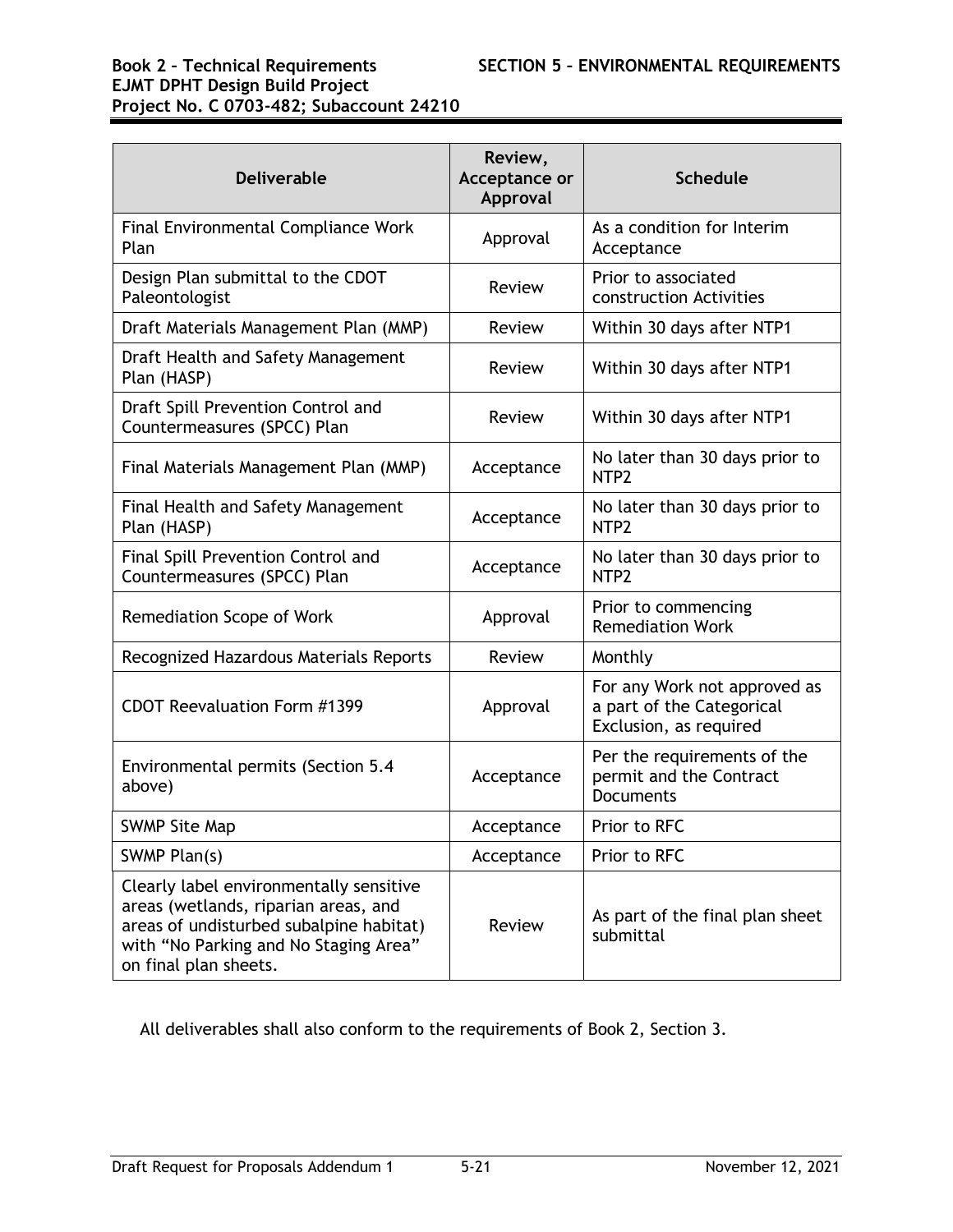| Deliverable | Review, Acceptance or Approval | Schedule |
|---|---|---|
| Final Environmental Compliance Work Plan | Approval | As a condition for Interim Acceptance |
| Design Plan submittal to the CDOT Paleontologist | Review | Prior to associated construction Activities |
| Draft Materials Management Plan (MMP) | Review | Within 30 days after NTP1 |
| Draft Health and Safety Management Plan (HASP) | Review | Within 30 days after NTP1 |
| Draft Spill Prevention Control and Countermeasures (SPCC) Plan | Review | Within 30 days after NTP1 |
| Final Materials Management Plan (MMP) | Acceptance | No later than 30 days prior to NTP2 |
| Final Health and Safety Management Plan (HASP) | Acceptance | No later than 30 days prior to NTP2 |
| Final Spill Prevention Control and Countermeasures (SPCC) Plan | Acceptance | No later than 30 days prior to NTP2 |
| Remediation Scope of Work | Approval | Prior to commencing Remediation Work |
| Recognized Hazardous Materials Reports | Review | Monthly |
| CDOT Reevaluation Form #1399 | Approval | For any Work not approved as a part of the Categorical Exclusion, as required |
| Environmental permits (Section 5.4 above) | Acceptance | Per the requirements of the permit and the Contract Documents |
| SWMP Site Map | Acceptance | Prior to RFC |
| SWMP Plan(s) | Acceptance | Prior to RFC |
| Clearly label environmentally sensitive areas (wetlands, riparian areas, and areas of undisturbed subalpine habitat) with "No Parking and No Staging Area" on final plan sheets. | Review | As part of the final plan sheet submittal |

All deliverables shall also conform to the requirements of Book 2, Section 3.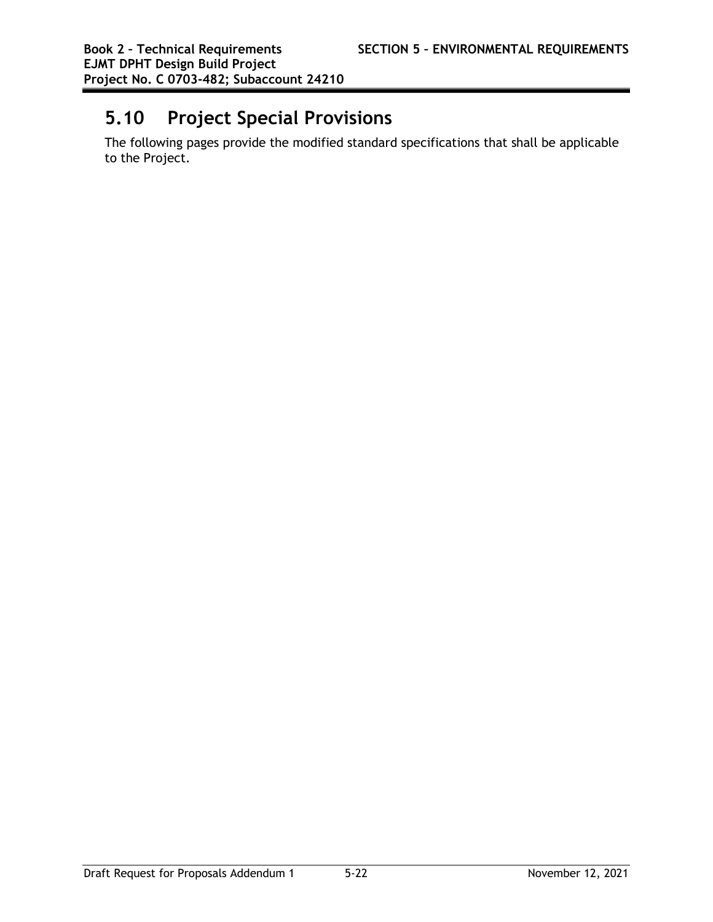## 5.10 Project Special Provisions

The following pages provide the modified standard specifications that shall be applicable to the Project.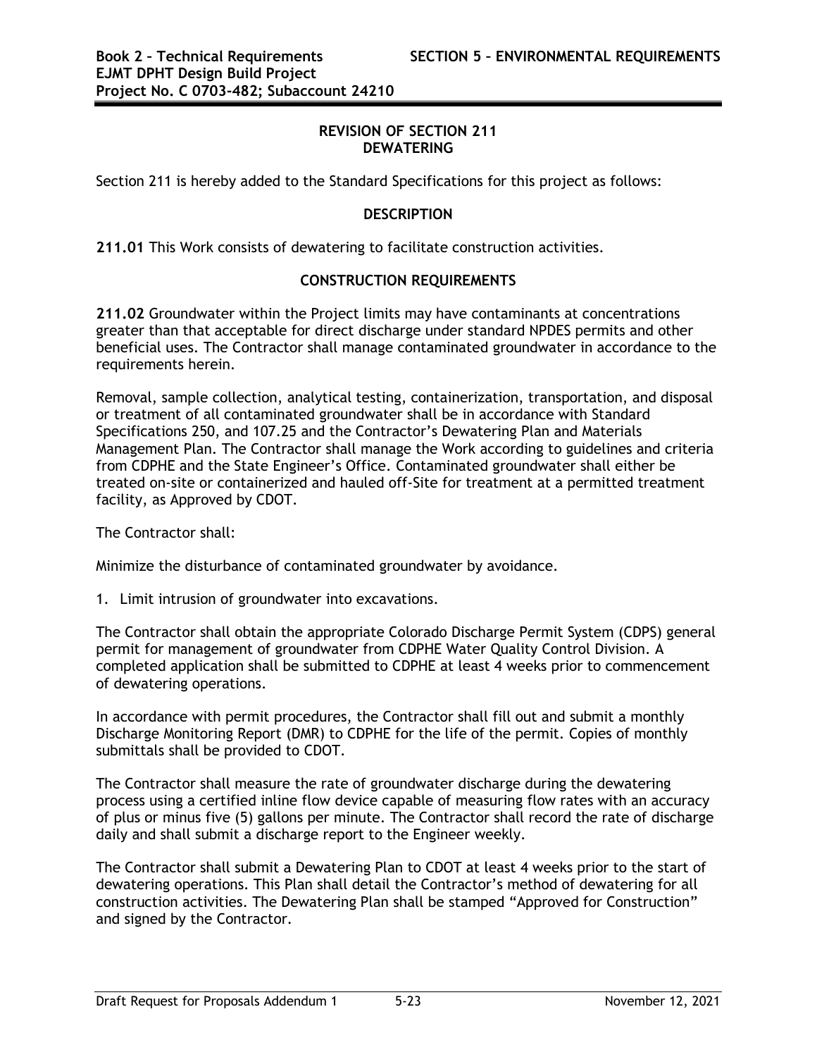## REVISION OF SECTION 211
## DEWATERING

Section 211 is hereby added to the Standard Specifications for this project as follows:

### DESCRIPTION

**211.01** This Work consists of dewatering to facilitate construction activities.

### CONSTRUCTION REQUIREMENTS

**211.02** Groundwater within the Project limits may have contaminants at concentrations greater than that acceptable for direct discharge under standard NPDES permits and other beneficial uses. The Contractor shall manage contaminated groundwater in accordance to the requirements herein.

Removal, sample collection, analytical testing, containerization, transportation, and disposal or treatment of all contaminated groundwater shall be in accordance with Standard Specifications 250, and 107.25 and the Contractor's Dewatering Plan and Materials Management Plan. The Contractor shall manage the Work according to guidelines and criteria from CDPHE and the State Engineer's Office. Contaminated groundwater shall either be treated on-site or containerized and hauled off-Site for treatment at a permitted treatment facility, as Approved by CDOT.

The Contractor shall:

Minimize the disturbance of contaminated groundwater by avoidance.

1. Limit intrusion of groundwater into excavations.

The Contractor shall obtain the appropriate Colorado Discharge Permit System (CDPS) general permit for management of groundwater from CDPHE Water Quality Control Division. A completed application shall be submitted to CDPHE at least 4 weeks prior to commencement of dewatering operations.

In accordance with permit procedures, the Contractor shall fill out and submit a monthly Discharge Monitoring Report (DMR) to CDPHE for the life of the permit. Copies of monthly submittals shall be provided to CDOT.

The Contractor shall measure the rate of groundwater discharge during the dewatering process using a certified inline flow device capable of measuring flow rates with an accuracy of plus or minus five (5) gallons per minute. The Contractor shall record the rate of discharge daily and shall submit a discharge report to the Engineer weekly.

The Contractor shall submit a Dewatering Plan to CDOT at least 4 weeks prior to the start of dewatering operations. This Plan shall detail the Contractor's method of dewatering for all construction activities. The Dewatering Plan shall be stamped "Approved for Construction" and signed by the Contractor.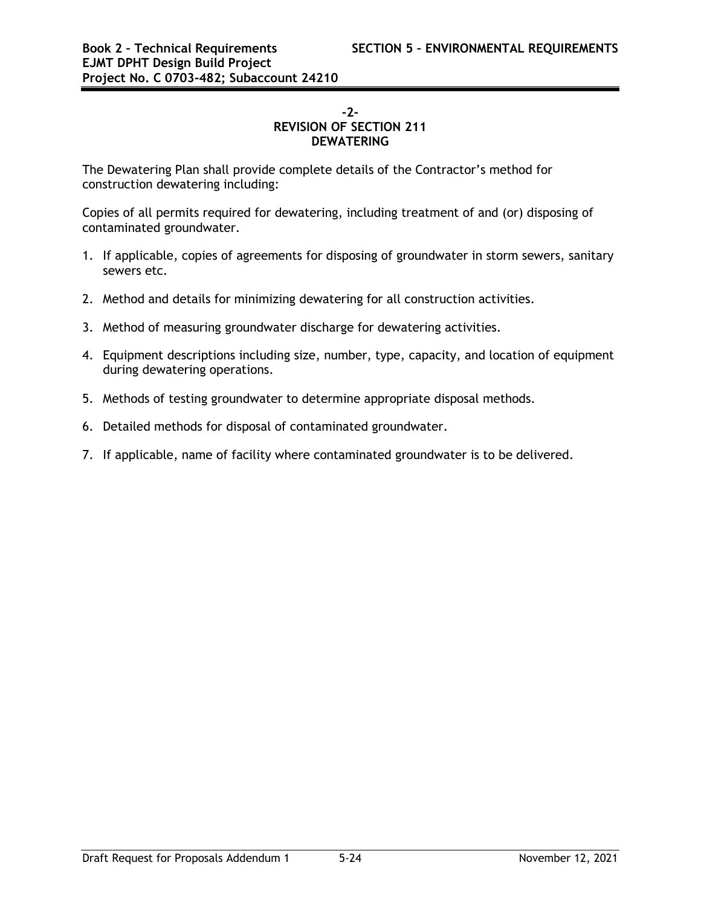**-2-**
**REVISION OF SECTION 211**
**DEWATERING**

The Dewatering Plan shall provide complete details of the Contractor's method for construction dewatering including:

Copies of all permits required for dewatering, including treatment of and (or) disposing of contaminated groundwater.

1. If applicable, copies of agreements for disposing of groundwater in storm sewers, sanitary sewers etc.
2. Method and details for minimizing dewatering for all construction activities.
3. Method of measuring groundwater discharge for dewatering activities.
4. Equipment descriptions including size, number, type, capacity, and location of equipment during dewatering operations.
5. Methods of testing groundwater to determine appropriate disposal methods.
6. Detailed methods for disposal of contaminated groundwater.
7. If applicable, name of facility where contaminated groundwater is to be delivered.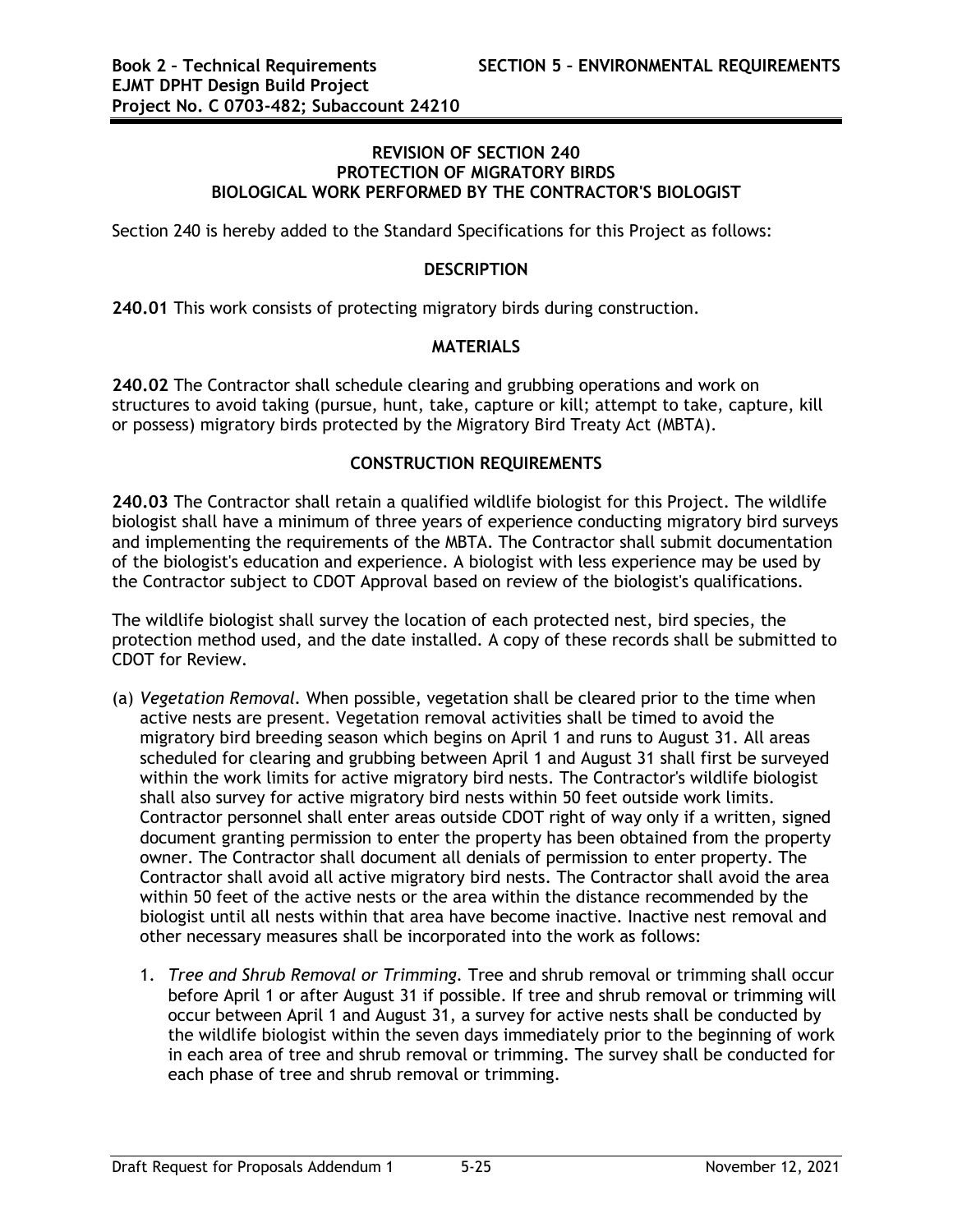**REVISION OF SECTION 240**
**PROTECTION OF MIGRATORY BIRDS**
**BIOLOGICAL WORK PERFORMED BY THE CONTRACTOR'S BIOLOGIST**

Section 240 is hereby added to the Standard Specifications for this Project as follows:

**DESCRIPTION**

**240.01** This work consists of protecting migratory birds during construction.

**MATERIALS**

**240.02** The Contractor shall schedule clearing and grubbing operations and work on structures to avoid taking (pursue, hunt, take, capture or kill; attempt to take, capture, kill or possess) migratory birds protected by the Migratory Bird Treaty Act (MBTA).

**CONSTRUCTION REQUIREMENTS**

**240.03** The Contractor shall retain a qualified wildlife biologist for this Project. The wildlife biologist shall have a minimum of three years of experience conducting migratory bird surveys and implementing the requirements of the MBTA. The Contractor shall submit documentation of the biologist's education and experience. A biologist with less experience may be used by the Contractor subject to CDOT Approval based on review of the biologist's qualifications.

The wildlife biologist shall survey the location of each protected nest, bird species, the protection method used, and the date installed. A copy of these records shall be submitted to CDOT for Review.

(a) *Vegetation Removal.* When possible, vegetation shall be cleared prior to the time when active nests are present. Vegetation removal activities shall be timed to avoid the migratory bird breeding season which begins on April 1 and runs to August 31. All areas scheduled for clearing and grubbing between April 1 and August 31 shall first be surveyed within the work limits for active migratory bird nests. The Contractor's wildlife biologist shall also survey for active migratory bird nests within 50 feet outside work limits. Contractor personnel shall enter areas outside CDOT right of way only if a written, signed document granting permission to enter the property has been obtained from the property owner. The Contractor shall document all denials of permission to enter property. The Contractor shall avoid all active migratory bird nests. The Contractor shall avoid the area within 50 feet of the active nests or the area within the distance recommended by the biologist until all nests within that area have become inactive. Inactive nest removal and other necessary measures shall be incorporated into the work as follows:

   1. *Tree and Shrub Removal or Trimming.* Tree and shrub removal or trimming shall occur before April 1 or after August 31 if possible. If tree and shrub removal or trimming will occur between April 1 and August 31, a survey for active nests shall be conducted by the wildlife biologist within the seven days immediately prior to the beginning of work in each area of tree and shrub removal or trimming. The survey shall be conducted for each phase of tree and shrub removal or trimming.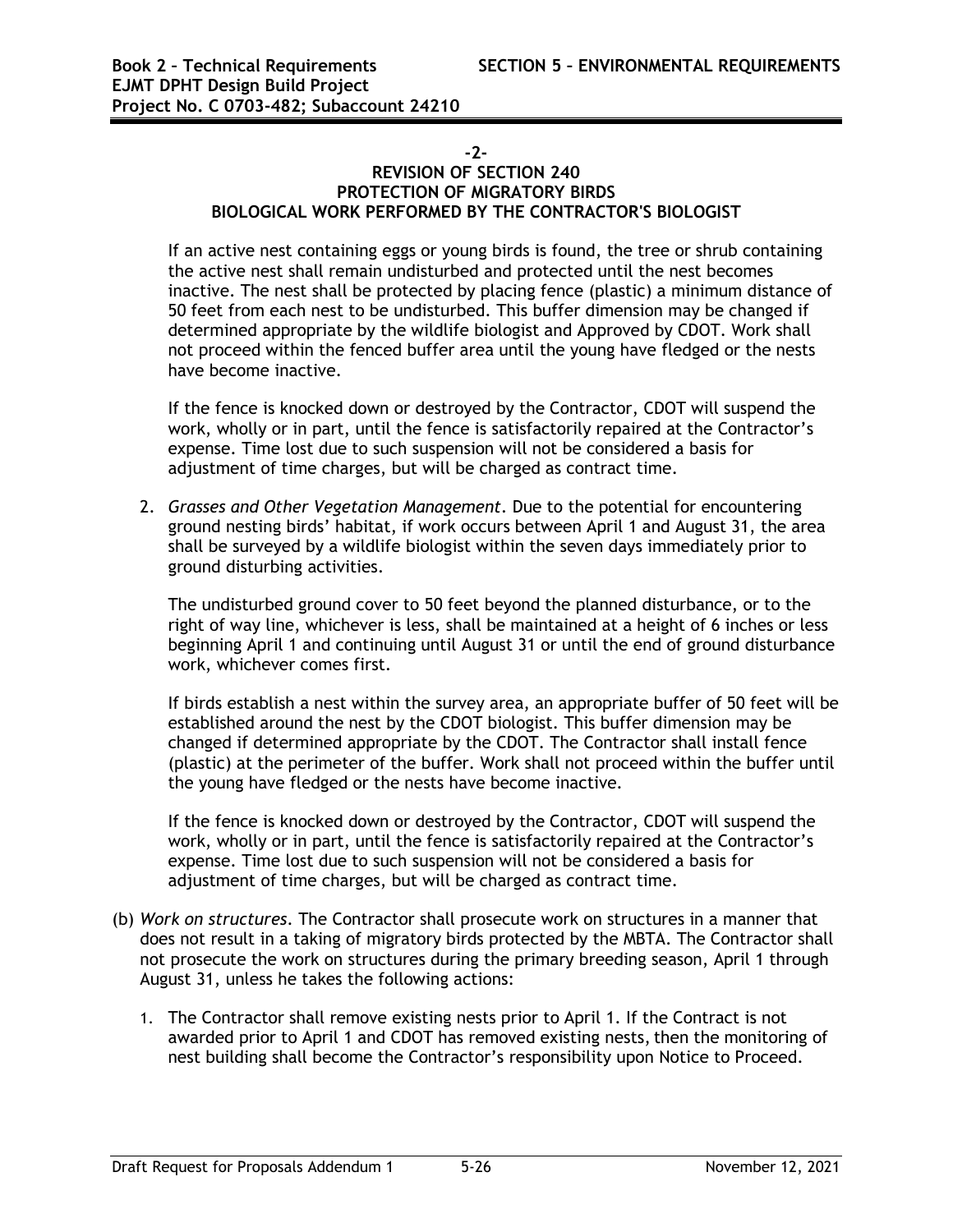-2-

**REVISION OF SECTION 240**
**PROTECTION OF MIGRATORY BIRDS**
**BIOLOGICAL WORK PERFORMED BY THE CONTRACTOR'S BIOLOGIST**

If an active nest containing eggs or young birds is found, the tree or shrub containing the active nest shall remain undisturbed and protected until the nest becomes inactive. The nest shall be protected by placing fence (plastic) a minimum distance of 50 feet from each nest to be undisturbed. This buffer dimension may be changed if determined appropriate by the wildlife biologist and Approved by CDOT. Work shall not proceed within the fenced buffer area until the young have fledged or the nests have become inactive.

If the fence is knocked down or destroyed by the Contractor, CDOT will suspend the work, wholly or in part, until the fence is satisfactorily repaired at the Contractor's expense. Time lost due to such suspension will not be considered a basis for adjustment of time charges, but will be charged as contract time.

2. *Grasses and Other Vegetation Management*. Due to the potential for encountering ground nesting birds' habitat, if work occurs between April 1 and August 31, the area shall be surveyed by a wildlife biologist within the seven days immediately prior to ground disturbing activities.

   The undisturbed ground cover to 50 feet beyond the planned disturbance, or to the right of way line, whichever is less, shall be maintained at a height of 6 inches or less beginning April 1 and continuing until August 31 or until the end of ground disturbance work, whichever comes first.

   If birds establish a nest within the survey area, an appropriate buffer of 50 feet will be established around the nest by the CDOT biologist. This buffer dimension may be changed if determined appropriate by the CDOT. The Contractor shall install fence (plastic) at the perimeter of the buffer. Work shall not proceed within the buffer until the young have fledged or the nests have become inactive.

   If the fence is knocked down or destroyed by the Contractor, CDOT will suspend the work, wholly or in part, until the fence is satisfactorily repaired at the Contractor's expense. Time lost due to such suspension will not be considered a basis for adjustment of time charges, but will be charged as contract time.

(b) *Work on structures*. The Contractor shall prosecute work on structures in a manner that does not result in a taking of migratory birds protected by the MBTA. The Contractor shall not prosecute the work on structures during the primary breeding season, April 1 through August 31, unless he takes the following actions:

   1. The Contractor shall remove existing nests prior to April 1. If the Contract is not awarded prior to April 1 and CDOT has removed existing nests, then the monitoring of nest building shall become the Contractor's responsibility upon Notice to Proceed.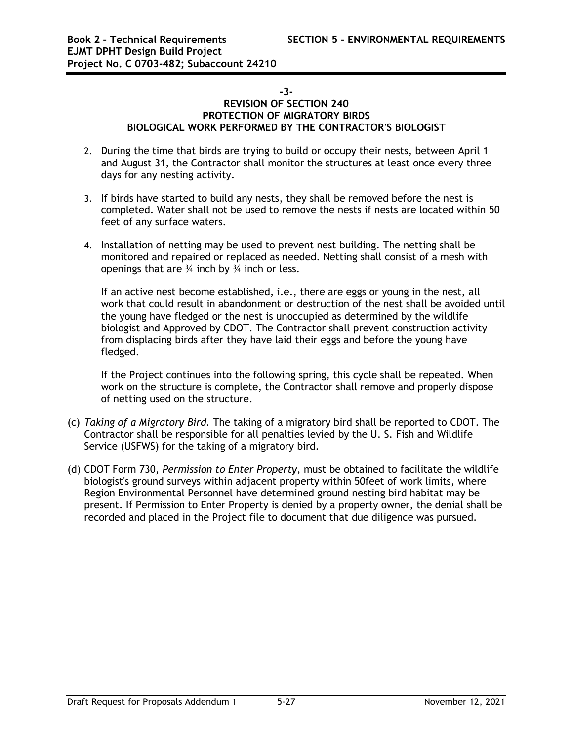-3-

**REVISION OF SECTION 240**
**PROTECTION OF MIGRATORY BIRDS**
**BIOLOGICAL WORK PERFORMED BY THE CONTRACTOR'S BIOLOGIST**

2. During the time that birds are trying to build or occupy their nests, between April 1 and August 31, the Contractor shall monitor the structures at least once every three days for any nesting activity.

3. If birds have started to build any nests, they shall be removed before the nest is completed. Water shall not be used to remove the nests if nests are located within 50 feet of any surface waters.

4. Installation of netting may be used to prevent nest building. The netting shall be monitored and repaired or replaced as needed. Netting shall consist of a mesh with openings that are ¾ inch by ¾ inch or less.

   If an active nest become established, i.e., there are eggs or young in the nest, all work that could result in abandonment or destruction of the nest shall be avoided until the young have fledged or the nest is unoccupied as determined by the wildlife biologist and Approved by CDOT. The Contractor shall prevent construction activity from displacing birds after they have laid their eggs and before the young have fledged.

   If the Project continues into the following spring, this cycle shall be repeated. When work on the structure is complete, the Contractor shall remove and properly dispose of netting used on the structure.

(c) *Taking of a Migratory Bird.* The taking of a migratory bird shall be reported to CDOT. The Contractor shall be responsible for all penalties levied by the U. S. Fish and Wildlife Service (USFWS) for the taking of a migratory bird.

(d) CDOT Form 730, *Permission to Enter Property*, must be obtained to facilitate the wildlife biologist's ground surveys within adjacent property within 50feet of work limits, where Region Environmental Personnel have determined ground nesting bird habitat may be present. If Permission to Enter Property is denied by a property owner, the denial shall be recorded and placed in the Project file to document that due diligence was pursued.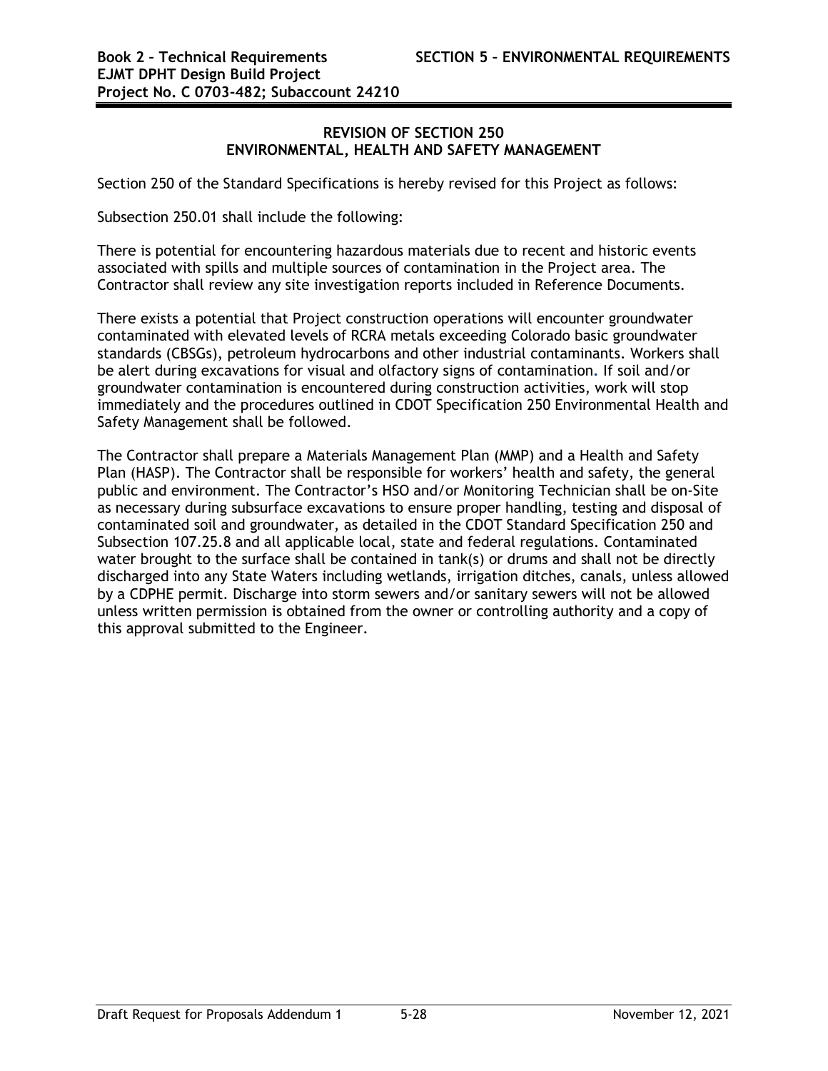## REVISION OF SECTION 250
## ENVIRONMENTAL, HEALTH AND SAFETY MANAGEMENT

Section 250 of the Standard Specifications is hereby revised for this Project as follows:

Subsection 250.01 shall include the following:

There is potential for encountering hazardous materials due to recent and historic events associated with spills and multiple sources of contamination in the Project area. The Contractor shall review any site investigation reports included in Reference Documents.

There exists a potential that Project construction operations will encounter groundwater contaminated with elevated levels of RCRA metals exceeding Colorado basic groundwater standards (CBSGs), petroleum hydrocarbons and other industrial contaminants. Workers shall be alert during excavations for visual and olfactory signs of contamination. If soil and/or groundwater contamination is encountered during construction activities, work will stop immediately and the procedures outlined in CDOT Specification 250 Environmental Health and Safety Management shall be followed.

The Contractor shall prepare a Materials Management Plan (MMP) and a Health and Safety Plan (HASP). The Contractor shall be responsible for workers' health and safety, the general public and environment. The Contractor's HSO and/or Monitoring Technician shall be on-Site as necessary during subsurface excavations to ensure proper handling, testing and disposal of contaminated soil and groundwater, as detailed in the CDOT Standard Specification 250 and Subsection 107.25.8 and all applicable local, state and federal regulations. Contaminated water brought to the surface shall be contained in tank(s) or drums and shall not be directly discharged into any State Waters including wetlands, irrigation ditches, canals, unless allowed by a CDPHE permit. Discharge into storm sewers and/or sanitary sewers will not be allowed unless written permission is obtained from the owner or controlling authority and a copy of this approval submitted to the Engineer.